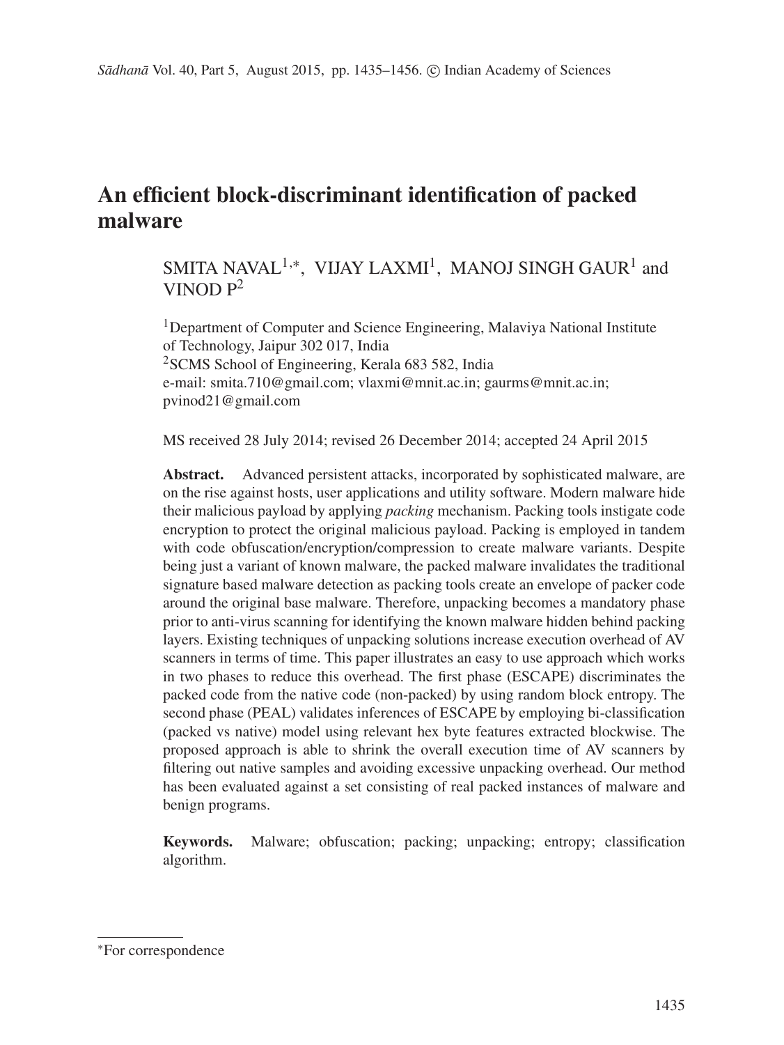# An efficient block-discriminant identification of packed malware

SMITA NAVAL[1,*], VIJAY LAXMI[1], MANOJ SINGH GAUR[1] and VINOD P[2]

[1]Department of Computer and Science Engineering, Malaviya National Institute of Technology, Jaipur 302 017, India
[2]SCMS School of Engineering, Kerala 683 582, India
e-mail: smita.710@gmail.com; vlaxmi@mnit.ac.in; gaurms@mnit.ac.in; pvinod21@gmail.com

MS received 28 July 2014; revised 26 December 2014; accepted 24 April 2015

**Abstract.** Advanced persistent attacks, incorporated by sophisticated malware, are on the rise against hosts, user applications and utility software. Modern malware hide their malicious payload by applying *packing* mechanism. Packing tools instigate code encryption to protect the original malicious payload. Packing is employed in tandem with code obfuscation/encryption/compression to create malware variants. Despite being just a variant of known malware, the packed malware invalidates the traditional signature based malware detection as packing tools create an envelope of packer code around the original base malware. Therefore, unpacking becomes a mandatory phase prior to anti-virus scanning for identifying the known malware hidden behind packing layers. Existing techniques of unpacking solutions increase execution overhead of AV scanners in terms of time. This paper illustrates an easy to use approach which works in two phases to reduce this overhead. The first phase (ESCAPE) discriminates the packed code from the native code (non-packed) by using random block entropy. The second phase (PEAL) validates inferences of ESCAPE by employing bi-classification (packed vs native) model using relevant hex byte features extracted blockwise. The proposed approach is able to shrink the overall execution time of AV scanners by filtering out native samples and avoiding excessive unpacking overhead. Our method has been evaluated against a set consisting of real packed instances of malware and benign programs.

**Keywords.** Malware; obfuscation; packing; unpacking; entropy; classification algorithm.

---

*For correspondence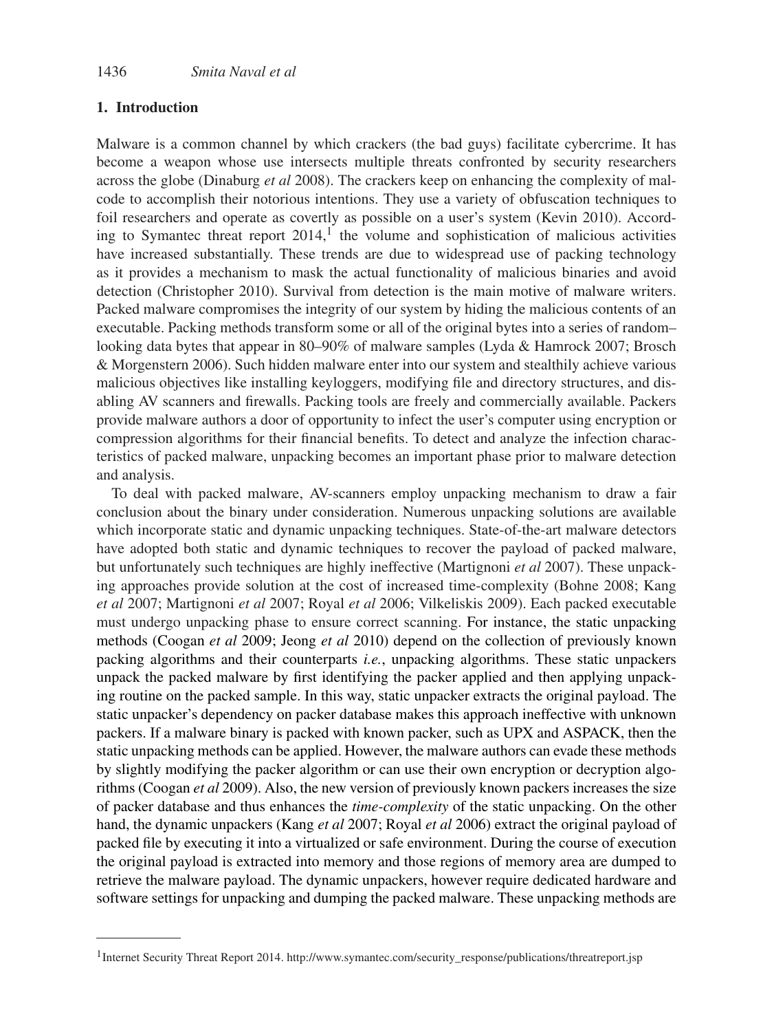## 1. Introduction

Malware is a common channel by which crackers (the bad guys) facilitate cybercrime. It has become a weapon whose use intersects multiple threats confronted by security researchers across the globe (Dinaburg *et al* 2008). The crackers keep on enhancing the complexity of malcode to accomplish their notorious intentions. They use a variety of obfuscation techniques to foil researchers and operate as covertly as possible on a user's system (Kevin 2010). According to Symantec threat report 2014,[1] the volume and sophistication of malicious activities have increased substantially. These trends are due to widespread use of packing technology as it provides a mechanism to mask the actual functionality of malicious binaries and avoid detection (Christopher 2010). Survival from detection is the main motive of malware writers. Packed malware compromises the integrity of our system by hiding the malicious contents of an executable. Packing methods transform some or all of the original bytes into a series of random–looking data bytes that appear in 80–90% of malware samples (Lyda & Hamrock 2007; Brosch & Morgenstern 2006). Such hidden malware enter into our system and stealthily achieve various malicious objectives like installing keyloggers, modifying file and directory structures, and disabling AV scanners and firewalls. Packing tools are freely and commercially available. Packers provide malware authors a door of opportunity to infect the user's computer using encryption or compression algorithms for their financial benefits. To detect and analyze the infection characteristics of packed malware, unpacking becomes an important phase prior to malware detection and analysis.

To deal with packed malware, AV-scanners employ unpacking mechanism to draw a fair conclusion about the binary under consideration. Numerous unpacking solutions are available which incorporate static and dynamic unpacking techniques. State-of-the-art malware detectors have adopted both static and dynamic techniques to recover the payload of packed malware, but unfortunately such techniques are highly ineffective (Martignoni *et al* 2007). These unpacking approaches provide solution at the cost of increased time-complexity (Bohne 2008; Kang *et al* 2007; Martignoni *et al* 2007; Royal *et al* 2006; Vilkeliskis 2009). Each packed executable must undergo unpacking phase to ensure correct scanning. For instance, the static unpacking methods (Coogan *et al* 2009; Jeong *et al* 2010) depend on the collection of previously known packing algorithms and their counterparts *i.e.*, unpacking algorithms. These static unpackers unpack the packed malware by first identifying the packer applied and then applying unpacking routine on the packed sample. In this way, static unpacker extracts the original payload. The static unpacker's dependency on packer database makes this approach ineffective with unknown packers. If a malware binary is packed with known packer, such as UPX and ASPACK, then the static unpacking methods can be applied. However, the malware authors can evade these methods by slightly modifying the packer algorithm or can use their own encryption or decryption algorithms (Coogan *et al* 2009). Also, the new version of previously known packers increases the size of packer database and thus enhances the *time-complexity* of the static unpacking. On the other hand, the dynamic unpackers (Kang *et al* 2007; Royal *et al* 2006) extract the original payload of packed file by executing it into a virtualized or safe environment. During the course of execution the original payload is extracted into memory and those regions of memory area are dumped to retrieve the malware payload. The dynamic unpackers, however require dedicated hardware and software settings for unpacking and dumping the packed malware. These unpacking methods are

[1] Internet Security Threat Report 2014. http://www.symantec.com/security_response/publications/threatreport.jsp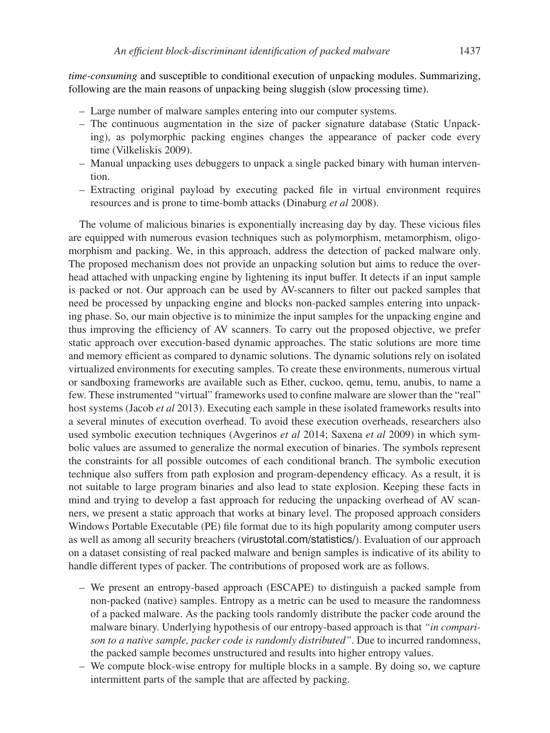*time-consuming* and susceptible to conditional execution of unpacking modules. Summarizing, following are the main reasons of unpacking being sluggish (slow processing time).

- Large number of malware samples entering into our computer systems.
- The continuous augmentation in the size of packer signature database (Static Unpacking), as polymorphic packing engines changes the appearance of packer code every time (Vilkeliskis 2009).
- Manual unpacking uses debuggers to unpack a single packed binary with human intervention.
- Extracting original payload by executing packed file in virtual environment requires resources and is prone to time-bomb attacks (Dinaburg *et al* 2008).

The volume of malicious binaries is exponentially increasing day by day. These vicious files are equipped with numerous evasion techniques such as polymorphism, metamorphism, oligomorphism and packing. We, in this approach, address the detection of packed malware only. The proposed mechanism does not provide an unpacking solution but aims to reduce the overhead attached with unpacking engine by lightening its input buffer. It detects if an input sample is packed or not. Our approach can be used by AV-scanners to filter out packed samples that need be processed by unpacking engine and blocks non-packed samples entering into unpacking phase. So, our main objective is to minimize the input samples for the unpacking engine and thus improving the efficiency of AV scanners. To carry out the proposed objective, we prefer static approach over execution-based dynamic approaches. The static solutions are more time and memory efficient as compared to dynamic solutions. The dynamic solutions rely on isolated virtualized environments for executing samples. To create these environments, numerous virtual or sandboxing frameworks are available such as Ether, cuckoo, qemu, temu, anubis, to name a few. These instrumented "virtual" frameworks used to confine malware are slower than the "real" host systems (Jacob *et al* 2013). Executing each sample in these isolated frameworks results into a several minutes of execution overhead. To avoid these execution overheads, researchers also used symbolic execution techniques (Avgerinos *et al* 2014; Saxena *et al* 2009) in which symbolic values are assumed to generalize the normal execution of binaries. The symbols represent the constraints for all possible outcomes of each conditional branch. The symbolic execution technique also suffers from path explosion and program-dependency efficacy. As a result, it is not suitable to large program binaries and also lead to state explosion. Keeping these facts in mind and trying to develop a fast approach for reducing the unpacking overhead of AV scanners, we present a static approach that works at binary level. The proposed approach considers Windows Portable Executable (PE) file format due to its high popularity among computer users as well as among all security breachers (virustotal.com/statistics/). Evaluation of our approach on a dataset consisting of real packed malware and benign samples is indicative of its ability to handle different types of packer. The contributions of proposed work are as follows.

- We present an entropy-based approach (ESCAPE) to distinguish a packed sample from non-packed (native) samples. Entropy as a metric can be used to measure the randomness of a packed malware. As the packing tools randomly distribute the packer code around the malware binary. Underlying hypothesis of our entropy-based approach is that *"in comparison to a native sample, packer code is randomly distributed"*. Due to incurred randomness, the packed sample becomes unstructured and results into higher entropy values.
- We compute block-wise entropy for multiple blocks in a sample. By doing so, we capture intermittent parts of the sample that are affected by packing.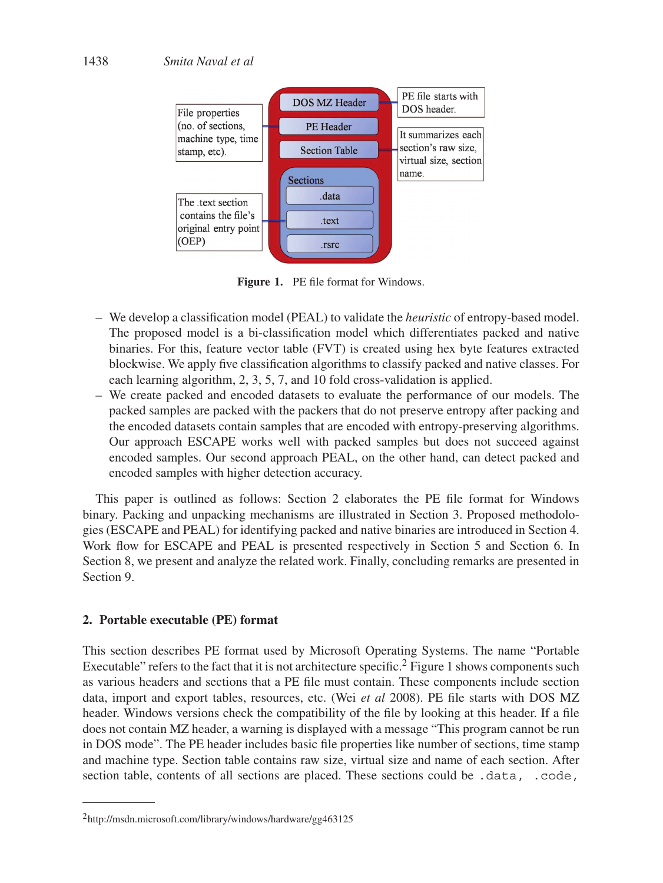**Figure 1.** PE file format for Windows.

- We develop a classification model (PEAL) to validate the *heuristic* of entropy-based model. The proposed model is a bi-classification model which differentiates packed and native binaries. For this, feature vector table (FVT) is created using hex byte features extracted blockwise. We apply five classification algorithms to classify packed and native classes. For each learning algorithm, 2, 3, 5, 7, and 10 fold cross-validation is applied.
- We create packed and encoded datasets to evaluate the performance of our models. The packed samples are packed with the packers that do not preserve entropy after packing and the encoded datasets contain samples that are encoded with entropy-preserving algorithms. Our approach ESCAPE works well with packed samples but does not succeed against encoded samples. Our second approach PEAL, on the other hand, can detect packed and encoded samples with higher detection accuracy.

This paper is outlined as follows: Section 2 elaborates the PE file format for Windows binary. Packing and unpacking mechanisms are illustrated in Section 3. Proposed methodologies (ESCAPE and PEAL) for identifying packed and native binaries are introduced in Section 4. Work flow for ESCAPE and PEAL is presented respectively in Section 5 and Section 6. In Section 8, we present and analyze the related work. Finally, concluding remarks are presented in Section 9.

## 2. Portable executable (PE) format

This section describes PE format used by Microsoft Operating Systems. The name "Portable Executable" refers to the fact that it is not architecture specific.[2] Figure 1 shows components such as various headers and sections that a PE file must contain. These components include section data, import and export tables, resources, etc. (Wei *et al* 2008). PE file starts with DOS MZ header. Windows versions check the compatibility of the file by looking at this header. If a file does not contain MZ header, a warning is displayed with a message "This program cannot be run in DOS mode". The PE header includes basic file properties like number of sections, time stamp and machine type. Section table contains raw size, virtual size and name of each section. After section table, contents of all sections are placed. These sections could be `.data`, `.code`,

[2] http://msdn.microsoft.com/library/windows/hardware/gg463125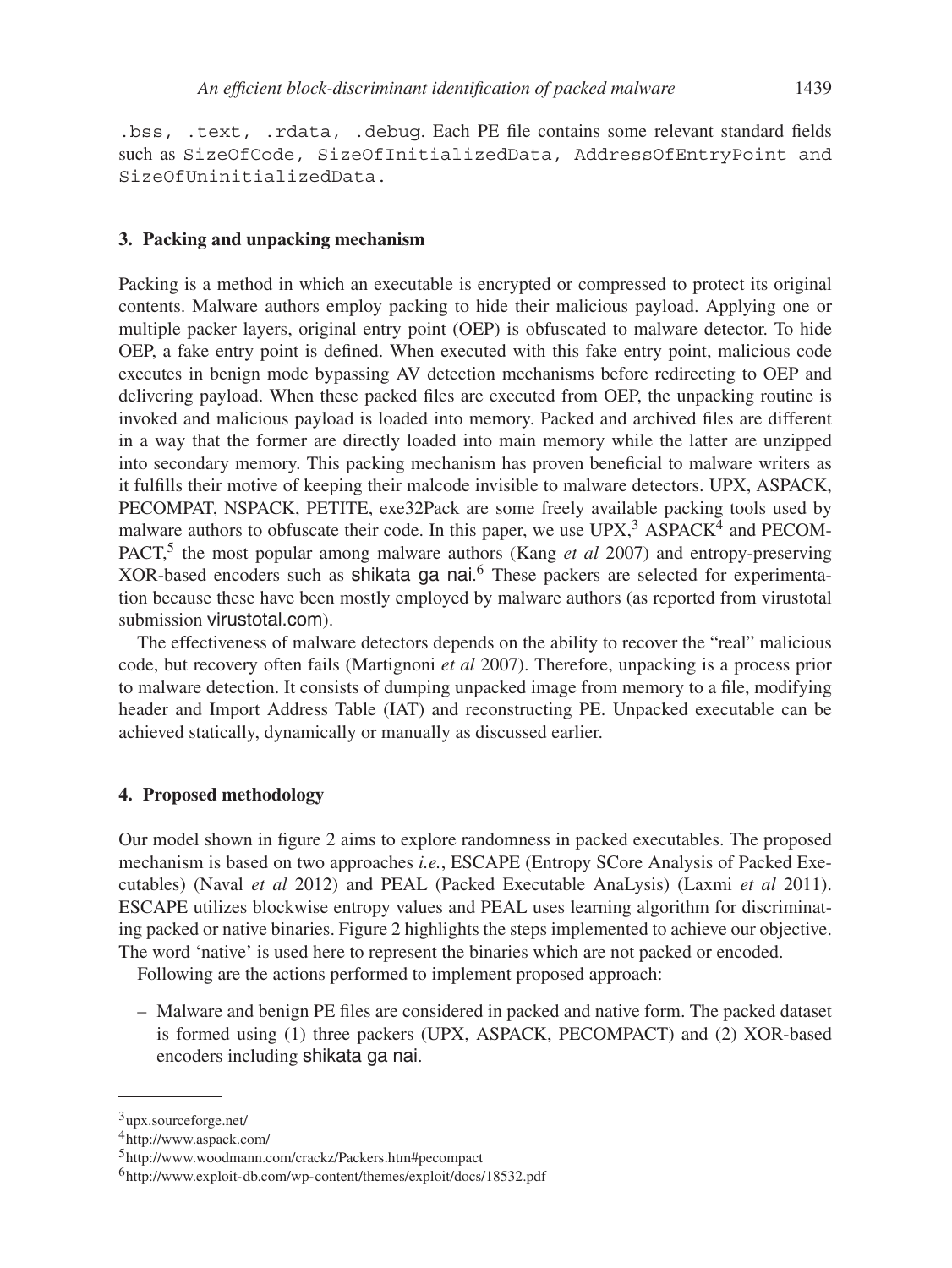`.bss, .text, .rdata, .debug`. Each PE file contains some relevant standard fields such as `SizeOfCode, SizeOfInitializedData, AddressOfEntryPoint and SizeOfUninitializedData.`

### 3. Packing and unpacking mechanism

Packing is a method in which an executable is encrypted or compressed to protect its original contents. Malware authors employ packing to hide their malicious payload. Applying one or multiple packer layers, original entry point (OEP) is obfuscated to malware detector. To hide OEP, a fake entry point is defined. When executed with this fake entry point, malicious code executes in benign mode bypassing AV detection mechanisms before redirecting to OEP and delivering payload. When these packed files are executed from OEP, the unpacking routine is invoked and malicious payload is loaded into memory. Packed and archived files are different in a way that the former are directly loaded into main memory while the latter are unzipped into secondary memory. This packing mechanism has proven beneficial to malware writers as it fulfills their motive of keeping their malcode invisible to malware detectors. UPX, ASPACK, PECOMPAT, NSPACK, PETITE, exe32Pack are some freely available packing tools used by malware authors to obfuscate their code. In this paper, we use UPX,[3] ASPACK[4] and PECOMPACT,[5] the most popular among malware authors (Kang *et al* 2007) and entropy-preserving XOR-based encoders such as shikata ga nai.[6] These packers are selected for experimentation because these have been mostly employed by malware authors (as reported from virustotal submission virustotal.com).

The effectiveness of malware detectors depends on the ability to recover the "real" malicious code, but recovery often fails (Martignoni *et al* 2007). Therefore, unpacking is a process prior to malware detection. It consists of dumping unpacked image from memory to a file, modifying header and Import Address Table (IAT) and reconstructing PE. Unpacked executable can be achieved statically, dynamically or manually as discussed earlier.

### 4. Proposed methodology

Our model shown in figure 2 aims to explore randomness in packed executables. The proposed mechanism is based on two approaches *i.e.*, ESCAPE (Entropy SCore Analysis of Packed Executables) (Naval *et al* 2012) and PEAL (Packed Executable AnaLysis) (Laxmi *et al* 2011). ESCAPE utilizes blockwise entropy values and PEAL uses learning algorithm for discriminating packed or native binaries. Figure 2 highlights the steps implemented to achieve our objective. The word 'native' is used here to represent the binaries which are not packed or encoded.

Following are the actions performed to implement proposed approach:

– Malware and benign PE files are considered in packed and native form. The packed dataset is formed using (1) three packers (UPX, ASPACK, PECOMPACT) and (2) XOR-based encoders including shikata ga nai.

---

[3] upx.sourceforge.net/

[4] http://www.aspack.com/

[5] http://www.woodmann.com/crackz/Packers.htm#pecompact

[6] http://www.exploit-db.com/wp-content/themes/exploit/docs/18532.pdf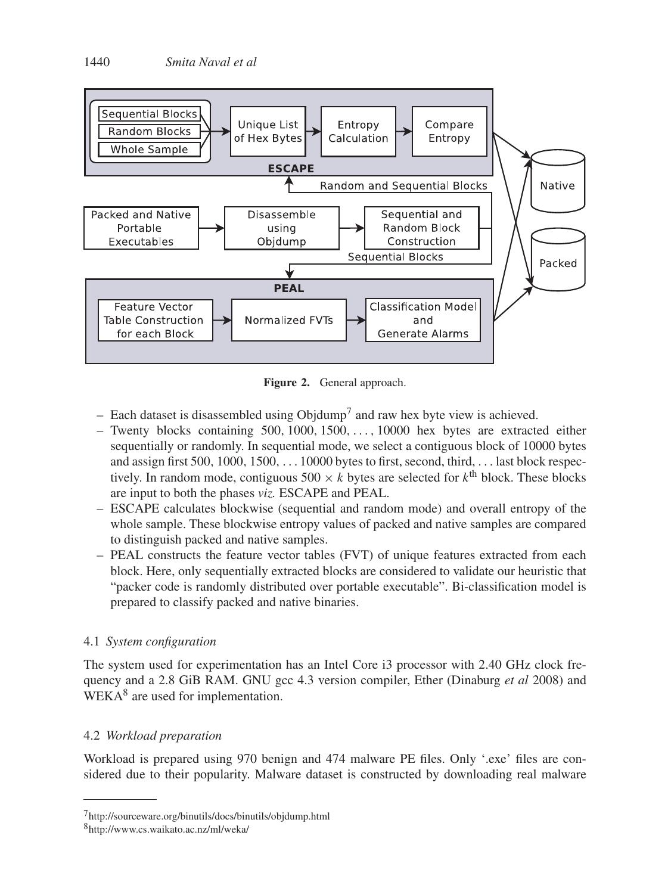**Figure 2.** General approach.

- Each dataset is disassembled using Objdump[7] and raw hex byte view is achieved.
- Twenty blocks containing 500, 1000, 1500, ..., 10000 hex bytes are extracted either sequentially or randomly. In sequential mode, we select a contiguous block of 10000 bytes and assign first 500, 1000, 1500, ... 10000 bytes to first, second, third, ... last block respectively. In random mode, contiguous $500 \times k$ bytes are selected for $k^{\text{th}}$ block. These blocks are input to both the phases *viz.* ESCAPE and PEAL.
- ESCAPE calculates blockwise (sequential and random mode) and overall entropy of the whole sample. These blockwise entropy values of packed and native samples are compared to distinguish packed and native samples.
- PEAL constructs the feature vector tables (FVT) of unique features extracted from each block. Here, only sequentially extracted blocks are considered to validate our heuristic that "packer code is randomly distributed over portable executable". Bi-classification model is prepared to classify packed and native binaries.

### 4.1 *System configuration*

The system used for experimentation has an Intel Core i3 processor with 2.40 GHz clock frequency and a 2.8 GiB RAM. GNU gcc 4.3 version compiler, Ether (Dinaburg *et al* 2008) and WEKA[8] are used for implementation.

### 4.2 *Workload preparation*

Workload is prepared using 970 benign and 474 malware PE files. Only '.exe' files are considered due to their popularity. Malware dataset is constructed by downloading real malware

---

[7] http://sourceware.org/binutils/docs/binutils/objdump.html

[8] http://www.cs.waikato.ac.nz/ml/weka/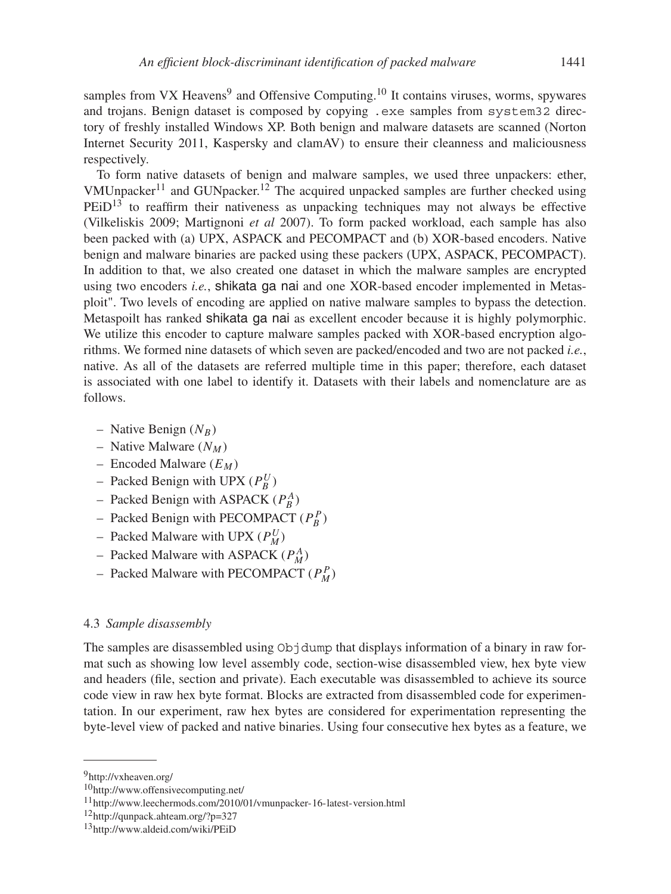samples from VX Heavens[9] and Offensive Computing.[10] It contains viruses, worms, spywares and trojans. Benign dataset is composed by copying `.exe` samples from `system32` directory of freshly installed Windows XP. Both benign and malware datasets are scanned (Norton Internet Security 2011, Kaspersky and clamAV) to ensure their cleanness and maliciousness respectively.

To form native datasets of benign and malware samples, we used three unpackers: ether, VMUnpacker[11] and GUNpacker.[12] The acquired unpacked samples are further checked using PEiD[13] to reaffirm their nativeness as unpacking techniques may not always be effective (Vilkeliskis 2009; Martignoni *et al* 2007). To form packed workload, each sample has also been packed with (a) UPX, ASPACK and PECOMPACT and (b) XOR-based encoders. Native benign and malware binaries are packed using these packers (UPX, ASPACK, PECOMPACT). In addition to that, we also created one dataset in which the malware samples are encrypted using two encoders *i.e.*, shikata ga nai and one XOR-based encoder implemented in Metasploit". Two levels of encoding are applied on native malware samples to bypass the detection. Metaspoilt has ranked shikata ga nai as excellent encoder because it is highly polymorphic. We utilize this encoder to capture malware samples packed with XOR-based encryption algorithms. We formed nine datasets of which seven are packed/encoded and two are not packed *i.e.*, native. As all of the datasets are referred multiple time in this paper; therefore, each dataset is associated with one label to identify it. Datasets with their labels and nomenclature are as follows.

- Native Benign ($N_B$)
- Native Malware ($N_M$)
- Encoded Malware ($E_M$)
- Packed Benign with UPX ($P_B^U$)
- Packed Benign with ASPACK ($P_B^A$)
- Packed Benign with PECOMPACT ($P_B^P$)
- Packed Malware with UPX ($P_M^U$)
- Packed Malware with ASPACK ($P_M^A$)
- Packed Malware with PECOMPACT ($P_M^P$)

### 4.3 *Sample disassembly*

The samples are disassembled using `Objdump` that displays information of a binary in raw format such as showing low level assembly code, section-wise disassembled view, hex byte view and headers (file, section and private). Each executable was disassembled to achieve its source code view in raw hex byte format. Blocks are extracted from disassembled code for experimentation. In our experiment, raw hex bytes are considered for experimentation representing the byte-level view of packed and native binaries. Using four consecutive hex bytes as a feature, we

---

[9] http://vxheaven.org/

[10] http://www.offensivecomputing.net/

[11] http://www.leechermods.com/2010/01/vmunpacker-16-latest-version.html

[12] http://qunpack.ahteam.org/?p=327

[13] http://www.aldeid.com/wiki/PEiD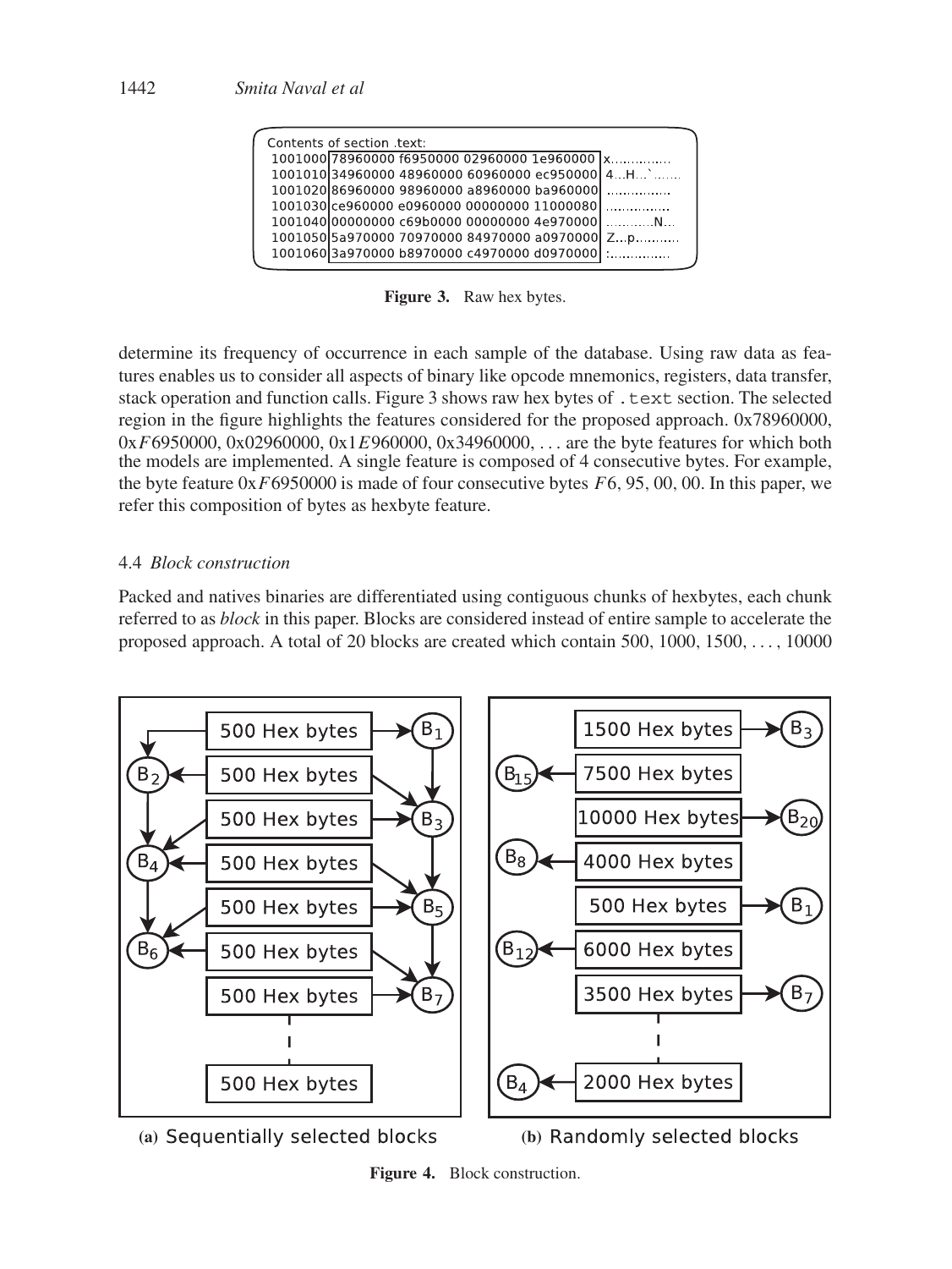```
Contents of section .text:
 1001000 78960000 f6950000 02960000 1e960000  x...............
 1001010 34960000 48960000 60960000 ec950000  4...H...`.......
 1001020 86960000 98960000 a8960000 ba960000  ................
 1001030 ce960000 e0960000 00000000 11000080  ................
 1001040 00000000 c69b0000 00000000 4e970000  ............N...
 1001050 5a970000 70970000 84970000 a0970000  Z...p...........
 1001060 3a970000 b8970000 c4970000 d0970000  :...............
```

**Figure 3.** Raw hex bytes.

determine its frequency of occurrence in each sample of the database. Using raw data as features enables us to consider all aspects of binary like opcode mnemonics, registers, data transfer, stack operation and function calls. Figure 3 shows raw hex bytes of `.text` section. The selected region in the figure highlights the features considered for the proposed approach. 0x78960000, 0x$F$6950000, 0x02960000, 0x1$E$960000, 0x34960000, . . . are the byte features for which both the models are implemented. A single feature is composed of 4 consecutive bytes. For example, the byte feature 0x$F$6950000 is made of four consecutive bytes $F$6, 95, 00, 00. In this paper, we refer this composition of bytes as hexbyte feature.

### 4.4 *Block construction*

Packed and natives binaries are differentiated using contiguous chunks of hexbytes, each chunk referred to as *block* in this paper. Blocks are considered instead of entire sample to accelerate the proposed approach. A total of 20 blocks are created which contain 500, 1000, 1500, . . . , 10000

**(a)** Sequentially selected blocks **(b)** Randomly selected blocks

**Figure 4.** Block construction.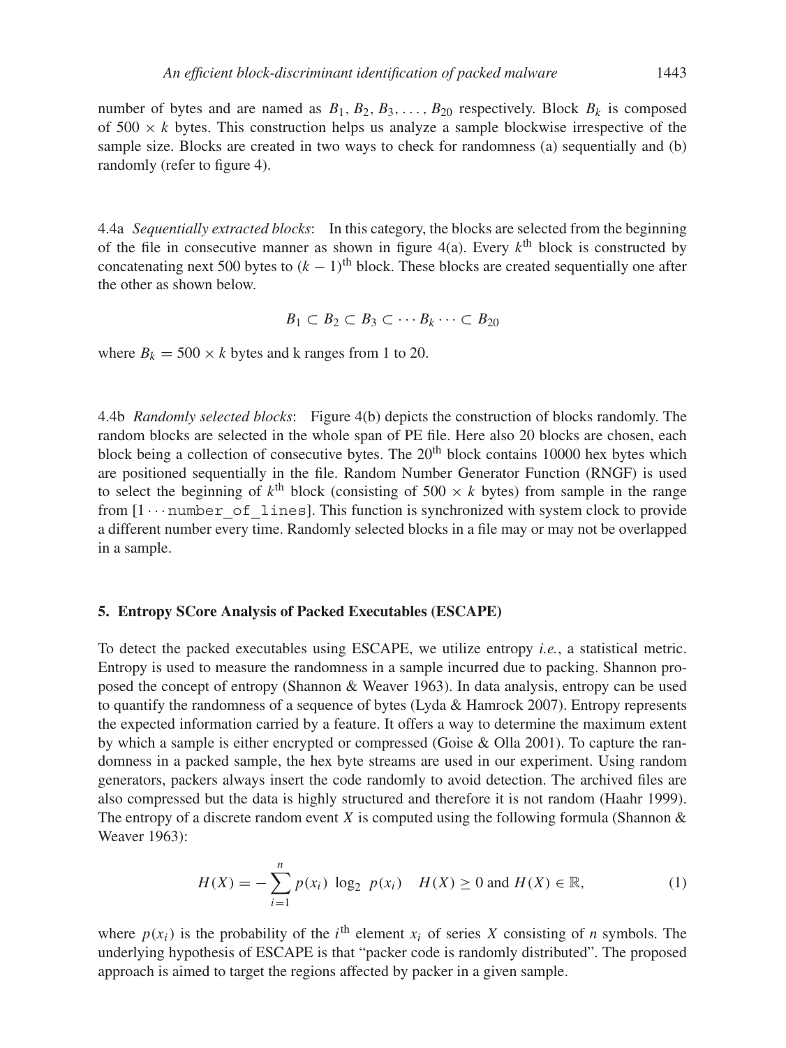number of bytes and are named as $B_1, B_2, B_3, \ldots, B_{20}$ respectively. Block $B_k$ is composed of $500 \times k$ bytes. This construction helps us analyze a sample blockwise irrespective of the sample size. Blocks are created in two ways to check for randomness (a) sequentially and (b) randomly (refer to figure 4).

4.4a *Sequentially extracted blocks*: In this category, the blocks are selected from the beginning of the file in consecutive manner as shown in figure 4(a). Every $k^{\text{th}}$ block is constructed by concatenating next 500 bytes to $(k-1)^{\text{th}}$ block. These blocks are created sequentially one after the other as shown below.

$$B_1 \subset B_2 \subset B_3 \subset \cdots B_k \cdots \subset B_{20}$$

where $B_k = 500 \times k$ bytes and k ranges from 1 to 20.

4.4b *Randomly selected blocks*: Figure 4(b) depicts the construction of blocks randomly. The random blocks are selected in the whole span of PE file. Here also 20 blocks are chosen, each block being a collection of consecutive bytes. The $20^{\text{th}}$ block contains 10000 hex bytes which are positioned sequentially in the file. Random Number Generator Function (RNGF) is used to select the beginning of $k^{\text{th}}$ block (consisting of $500 \times k$ bytes) from sample in the range from $[1 \cdots \texttt{number\_of\_lines}]$. This function is synchronized with system clock to provide a different number every time. Randomly selected blocks in a file may or may not be overlapped in a sample.

## 5. Entropy SCore Analysis of Packed Executables (ESCAPE)

To detect the packed executables using ESCAPE, we utilize entropy *i.e.*, a statistical metric. Entropy is used to measure the randomness in a sample incurred due to packing. Shannon proposed the concept of entropy (Shannon & Weaver 1963). In data analysis, entropy can be used to quantify the randomness of a sequence of bytes (Lyda & Hamrock 2007). Entropy represents the expected information carried by a feature. It offers a way to determine the maximum extent by which a sample is either encrypted or compressed (Goise & Olla 2001). To capture the randomness in a packed sample, the hex byte streams are used in our experiment. Using random generators, packers always insert the code randomly to avoid detection. The archived files are also compressed but the data is highly structured and therefore it is not random (Haahr 1999). The entropy of a discrete random event $X$ is computed using the following formula (Shannon & Weaver 1963):

$$H(X) = -\sum_{i=1}^{n} p(x_i)\ \log_2\ p(x_i) \quad H(X) \geq 0 \text{ and } H(X) \in \mathbb{R}, \tag{1}$$

where $p(x_i)$ is the probability of the $i^{\text{th}}$ element $x_i$ of series $X$ consisting of $n$ symbols. The underlying hypothesis of ESCAPE is that "packer code is randomly distributed". The proposed approach is aimed to target the regions affected by packer in a given sample.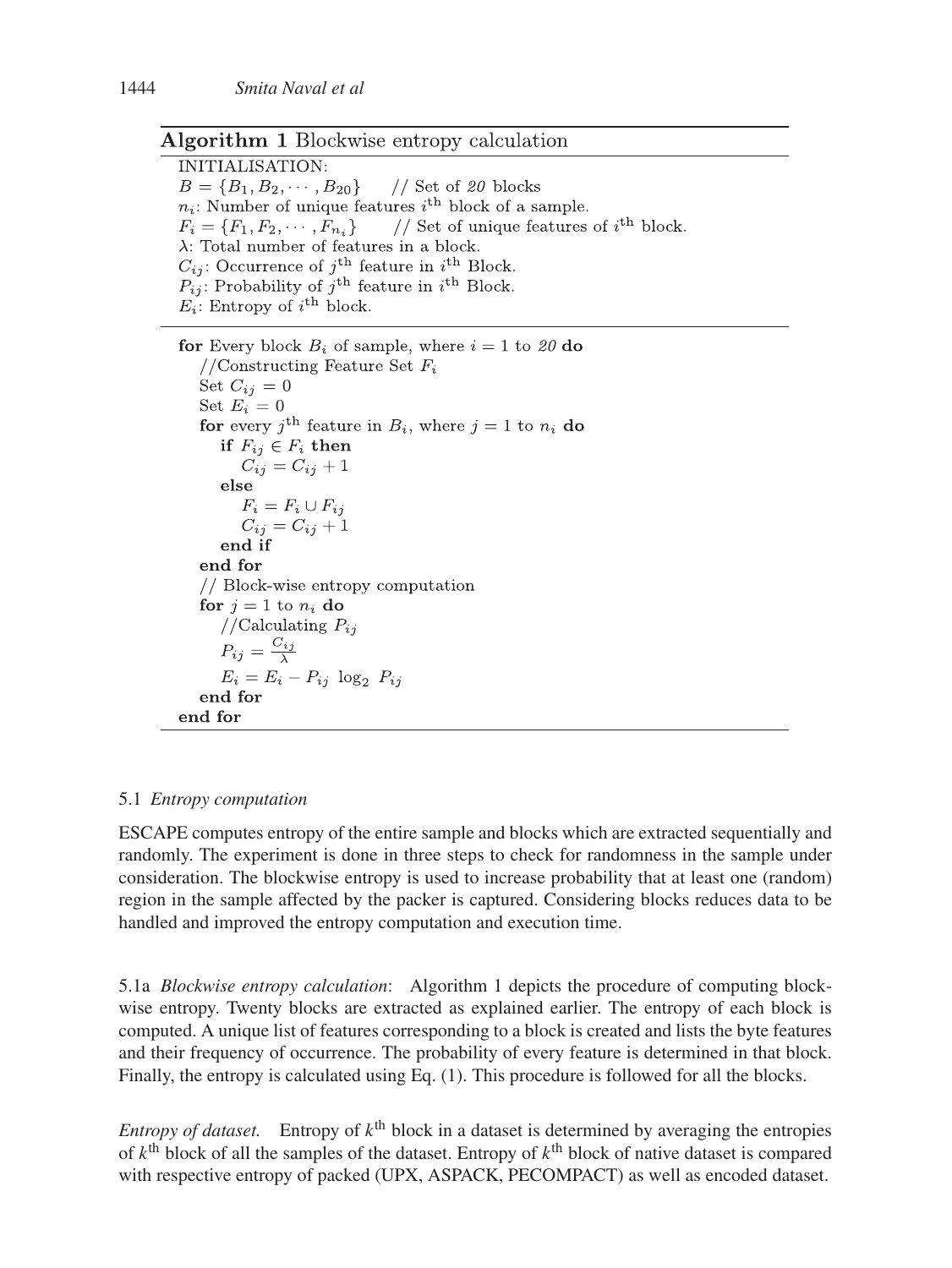**Algorithm 1** Blockwise entropy calculation

```
INITIALISATION:
B = {B_1, B_2, ..., B_20}      // Set of 20 blocks
n_i: Number of unique features i^th block of a sample.
F_i = {F_1, F_2, ..., F_{n_i}}      // Set of unique features of i^th block.
λ: Total number of features in a block.
C_ij: Occurrence of j^th feature in i^th Block.
P_ij: Probability of j^th feature in i^th Block.
E_i: Entropy of i^th block.

for Every block B_i of sample, where i = 1 to 20 do
    //Constructing Feature Set F_i
    Set C_ij = 0
    Set E_i = 0
    for every j^th feature in B_i, where j = 1 to n_i do
        if F_ij ∈ F_i then
            C_ij = C_ij + 1
        else
            F_i = F_i ∪ F_ij
            C_ij = C_ij + 1
        end if
    end for
    // Block-wise entropy computation
    for j = 1 to n_i do
        //Calculating P_ij
        P_ij = C_ij / λ
        E_i = E_i − P_ij log_2 P_ij
    end for
end for
```

### 5.1 *Entropy computation*

ESCAPE computes entropy of the entire sample and blocks which are extracted sequentially and randomly. The experiment is done in three steps to check for randomness in the sample under consideration. The blockwise entropy is used to increase probability that at least one (random) region in the sample affected by the packer is captured. Considering blocks reduces data to be handled and improved the entropy computation and execution time.

5.1a *Blockwise entropy calculation*: Algorithm 1 depicts the procedure of computing blockwise entropy. Twenty blocks are extracted as explained earlier. The entropy of each block is computed. A unique list of features corresponding to a block is created and lists the byte features and their frequency of occurrence. The probability of every feature is determined in that block. Finally, the entropy is calculated using Eq. (1). This procedure is followed for all the blocks.

*Entropy of dataset.* Entropy of $k^{\text{th}}$ block in a dataset is determined by averaging the entropies of $k^{\text{th}}$ block of all the samples of the dataset. Entropy of $k^{\text{th}}$ block of native dataset is compared with respective entropy of packed (UPX, ASPACK, PECOMPACT) as well as encoded dataset.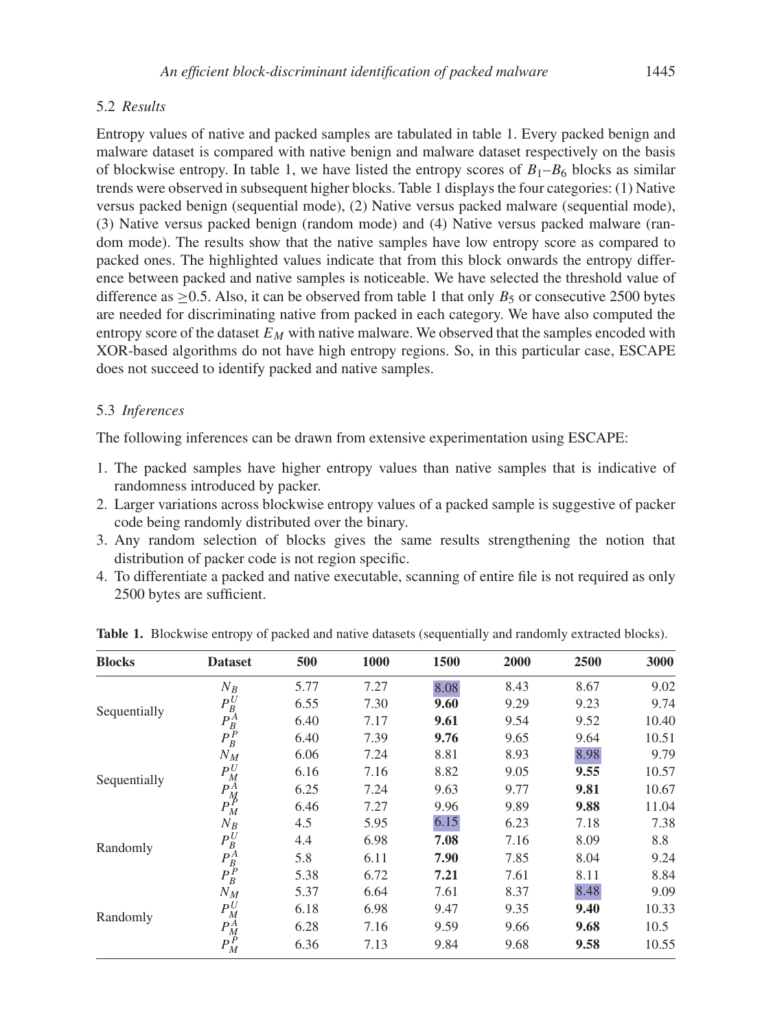### 5.2 *Results*

Entropy values of native and packed samples are tabulated in table 1. Every packed benign and malware dataset is compared with native benign and malware dataset respectively on the basis of blockwise entropy. In table 1, we have listed the entropy scores of $B_1$–$B_6$ blocks as similar trends were observed in subsequent higher blocks. Table 1 displays the four categories: (1) Native versus packed benign (sequential mode), (2) Native versus packed malware (sequential mode), (3) Native versus packed benign (random mode) and (4) Native versus packed malware (random mode). The results show that the native samples have low entropy score as compared to packed ones. The highlighted values indicate that from this block onwards the entropy difference between packed and native samples is noticeable. We have selected the threshold value of difference as $\geq 0.5$. Also, it can be observed from table 1 that only $B_5$ or consecutive 2500 bytes are needed for discriminating native from packed in each category. We have also computed the entropy score of the dataset $E_M$ with native malware. We observed that the samples encoded with XOR-based algorithms do not have high entropy regions. So, in this particular case, ESCAPE does not succeed to identify packed and native samples.

### 5.3 *Inferences*

The following inferences can be drawn from extensive experimentation using ESCAPE:

1. The packed samples have higher entropy values than native samples that is indicative of randomness introduced by packer.
2. Larger variations across blockwise entropy values of a packed sample is suggestive of packer code being randomly distributed over the binary.
3. Any random selection of blocks gives the same results strengthening the notion that distribution of packer code is not region specific.
4. To differentiate a packed and native executable, scanning of entire file is not required as only 2500 bytes are sufficient.

**Table 1.** Blockwise entropy of packed and native datasets (sequentially and randomly extracted blocks).

| Blocks | Dataset | 500 | 1000 | 1500 | 2000 | 2500 | 3000 |
|---|---|---|---|---|---|---|---|
| Sequentially | $N_B$ | 5.77 | 7.27 | 8.08 | 8.43 | 8.67 | 9.02 |
| | $P_B^U$ | 6.55 | 7.30 | **9.60** | 9.29 | 9.23 | 9.74 |
| | $P_B^A$ | 6.40 | 7.17 | **9.61** | 9.54 | 9.52 | 10.40 |
| | $P_B^P$ | 6.40 | 7.39 | **9.76** | 9.65 | 9.64 | 10.51 |
| Sequentially | $N_M$ | 6.06 | 7.24 | 8.81 | 8.93 | 8.98 | 9.79 |
| | $P_M^U$ | 6.16 | 7.16 | 8.82 | 9.05 | **9.55** | 10.57 |
| | $P_M^A$ | 6.25 | 7.24 | 9.63 | 9.77 | **9.81** | 10.67 |
| | $P_M^P$ | 6.46 | 7.27 | 9.96 | 9.89 | **9.88** | 11.04 |
| Randomly | $N_B$ | 4.5 | 5.95 | 6.15 | 6.23 | 7.18 | 7.38 |
| | $P_B^U$ | 4.4 | 6.98 | **7.08** | 7.16 | 8.09 | 8.8 |
| | $P_B^A$ | 5.8 | 6.11 | **7.90** | 7.85 | 8.04 | 9.24 |
| | $P_B^P$ | 5.38 | 6.72 | **7.21** | 7.61 | 8.11 | 8.84 |
| Randomly | $N_M$ | 5.37 | 6.64 | 7.61 | 8.37 | 8.48 | 9.09 |
| | $P_M^U$ | 6.18 | 6.98 | 9.47 | 9.35 | **9.40** | 10.33 |
| | $P_M^A$ | 6.28 | 7.16 | 9.59 | 9.66 | **9.68** | 10.5 |
| | $P_M^P$ | 6.36 | 7.13 | 9.84 | 9.68 | **9.58** | 10.55 |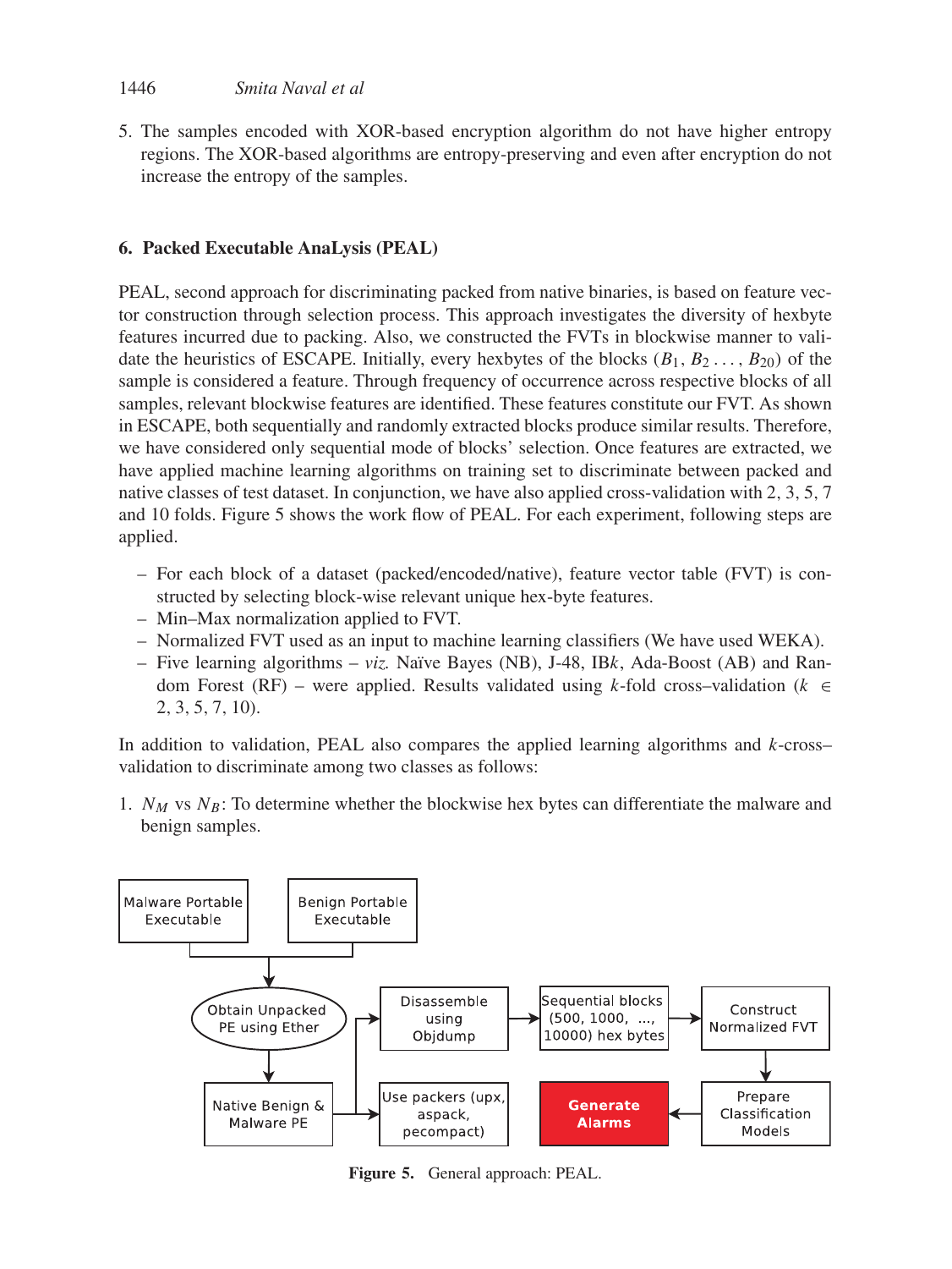5. The samples encoded with XOR-based encryption algorithm do not have higher entropy regions. The XOR-based algorithms are entropy-preserving and even after encryption do not increase the entropy of the samples.

## 6. Packed Executable AnaLysis (PEAL)

PEAL, second approach for discriminating packed from native binaries, is based on feature vector construction through selection process. This approach investigates the diversity of hexbyte features incurred due to packing. Also, we constructed the FVTs in blockwise manner to validate the heuristics of ESCAPE. Initially, every hexbytes of the blocks ($B_1, B_2 \ldots, B_{20}$) of the sample is considered a feature. Through frequency of occurrence across respective blocks of all samples, relevant blockwise features are identified. These features constitute our FVT. As shown in ESCAPE, both sequentially and randomly extracted blocks produce similar results. Therefore, we have considered only sequential mode of blocks' selection. Once features are extracted, we have applied machine learning algorithms on training set to discriminate between packed and native classes of test dataset. In conjunction, we have also applied cross-validation with 2, 3, 5, 7 and 10 folds. Figure 5 shows the work flow of PEAL. For each experiment, following steps are applied.

- For each block of a dataset (packed/encoded/native), feature vector table (FVT) is constructed by selecting block-wise relevant unique hex-byte features.
- Min–Max normalization applied to FVT.
- Normalized FVT used as an input to machine learning classifiers (We have used WEKA).
- Five learning algorithms – *viz.* Naïve Bayes (NB), J-48, IB$k$, Ada-Boost (AB) and Random Forest (RF) – were applied. Results validated using $k$-fold cross–validation ($k \in$ 2, 3, 5, 7, 10).

In addition to validation, PEAL also compares the applied learning algorithms and $k$-cross–validation to discriminate among two classes as follows:

1. $N_M$ vs $N_B$: To determine whether the blockwise hex bytes can differentiate the malware and benign samples.

Malware Portable Executable | Benign Portable Executable | Obtain Unpacked PE using Ether | Native Benign & Malware PE | Disassemble using Objdump | Use packers (upx, aspack, pecompact) | Sequential blocks (500, 1000, ..., 10000) hex bytes | Construct Normalized FVT | Prepare Classification Models | Generate Alarms

**Figure 5.** General approach: PEAL.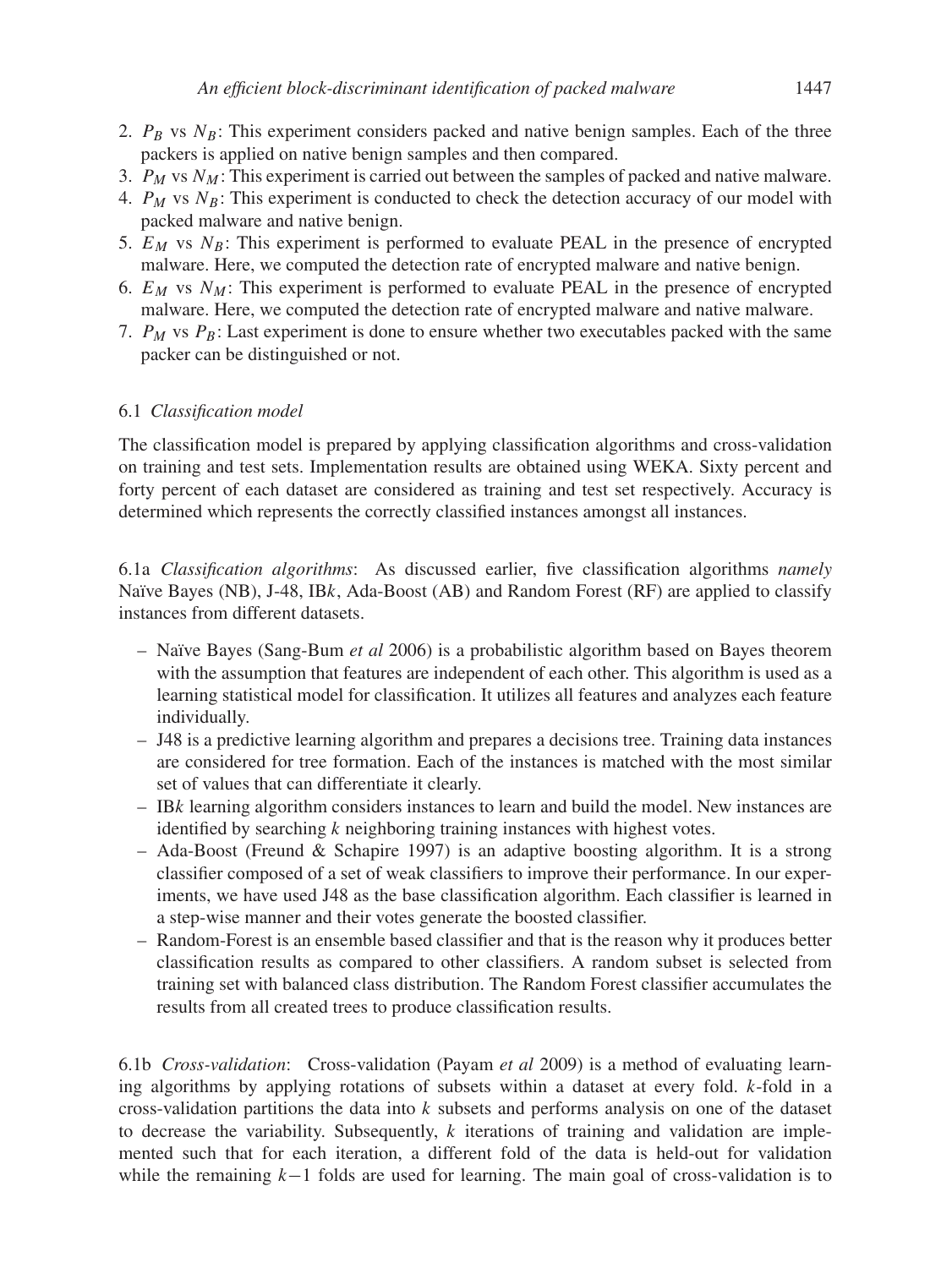2. $P_B$ vs $N_B$: This experiment considers packed and native benign samples. Each of the three packers is applied on native benign samples and then compared.
3. $P_M$ vs $N_M$: This experiment is carried out between the samples of packed and native malware.
4. $P_M$ vs $N_B$: This experiment is conducted to check the detection accuracy of our model with packed malware and native benign.
5. $E_M$ vs $N_B$: This experiment is performed to evaluate PEAL in the presence of encrypted malware. Here, we computed the detection rate of encrypted malware and native benign.
6. $E_M$ vs $N_M$: This experiment is performed to evaluate PEAL in the presence of encrypted malware. Here, we computed the detection rate of encrypted malware and native malware.
7. $P_M$ vs $P_B$: Last experiment is done to ensure whether two executables packed with the same packer can be distinguished or not.

### 6.1 *Classification model*

The classification model is prepared by applying classification algorithms and cross-validation on training and test sets. Implementation results are obtained using WEKA. Sixty percent and forty percent of each dataset are considered as training and test set respectively. Accuracy is determined which represents the correctly classified instances amongst all instances.

6.1a *Classification algorithms*: As discussed earlier, five classification algorithms *namely* Naïve Bayes (NB), J-48, IB*k*, Ada-Boost (AB) and Random Forest (RF) are applied to classify instances from different datasets.

- Naïve Bayes (Sang-Bum *et al* 2006) is a probabilistic algorithm based on Bayes theorem with the assumption that features are independent of each other. This algorithm is used as a learning statistical model for classification. It utilizes all features and analyzes each feature individually.
- J48 is a predictive learning algorithm and prepares a decisions tree. Training data instances are considered for tree formation. Each of the instances is matched with the most similar set of values that can differentiate it clearly.
- IB*k* learning algorithm considers instances to learn and build the model. New instances are identified by searching *k* neighboring training instances with highest votes.
- Ada-Boost (Freund & Schapire 1997) is an adaptive boosting algorithm. It is a strong classifier composed of a set of weak classifiers to improve their performance. In our experiments, we have used J48 as the base classification algorithm. Each classifier is learned in a step-wise manner and their votes generate the boosted classifier.
- Random-Forest is an ensemble based classifier and that is the reason why it produces better classification results as compared to other classifiers. A random subset is selected from training set with balanced class distribution. The Random Forest classifier accumulates the results from all created trees to produce classification results.

6.1b *Cross-validation*: Cross-validation (Payam *et al* 2009) is a method of evaluating learning algorithms by applying rotations of subsets within a dataset at every fold. $k$-fold in a cross-validation partitions the data into $k$ subsets and performs analysis on one of the dataset to decrease the variability. Subsequently, $k$ iterations of training and validation are implemented such that for each iteration, a different fold of the data is held-out for validation while the remaining $k-1$ folds are used for learning. The main goal of cross-validation is to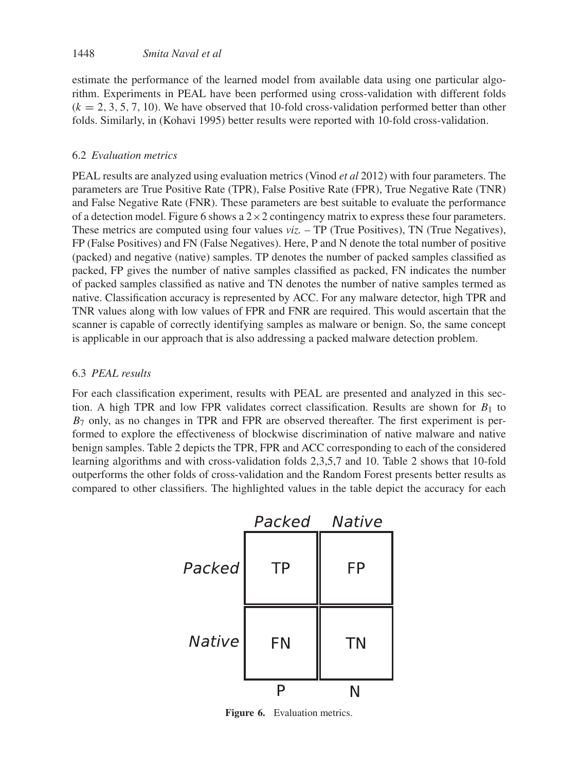estimate the performance of the learned model from available data using one particular algorithm. Experiments in PEAL have been performed using cross-validation with different folds ($k = 2, 3, 5, 7, 10$). We have observed that 10-fold cross-validation performed better than other folds. Similarly, in (Kohavi 1995) better results were reported with 10-fold cross-validation.

### 6.2 *Evaluation metrics*

PEAL results are analyzed using evaluation metrics (Vinod *et al* 2012) with four parameters. The parameters are True Positive Rate (TPR), False Positive Rate (FPR), True Negative Rate (TNR) and False Negative Rate (FNR). These parameters are best suitable to evaluate the performance of a detection model. Figure 6 shows a $2 \times 2$ contingency matrix to express these four parameters. These metrics are computed using four values *viz.* – TP (True Positives), TN (True Negatives), FP (False Positives) and FN (False Negatives). Here, P and N denote the total number of positive (packed) and negative (native) samples. TP denotes the number of packed samples classified as packed, FP gives the number of native samples classified as packed, FN indicates the number of packed samples classified as native and TN denotes the number of native samples termed as native. Classification accuracy is represented by ACC. For any malware detector, high TPR and TNR values along with low values of FPR and FNR are required. This would ascertain that the scanner is capable of correctly identifying samples as malware or benign. So, the same concept is applicable in our approach that is also addressing a packed malware detection problem.

### 6.3 *PEAL results*

For each classification experiment, results with PEAL are presented and analyzed in this section. A high TPR and low FPR validates correct classification. Results are shown for $B_1$ to $B_7$ only, as no changes in TPR and FPR are observed thereafter. The first experiment is performed to explore the effectiveness of blockwise discrimination of native malware and native benign samples. Table 2 depicts the TPR, FPR and ACC corresponding to each of the considered learning algorithms and with cross-validation folds 2,3,5,7 and 10. Table 2 shows that 10-fold outperforms the other folds of cross-validation and the Random Forest presents better results as compared to other classifiers. The highlighted values in the table depict the accuracy for each

|  | Packed | Native |
|---|---|---|
| Packed | TP | FP |
| Native | FN | TN |
|  | P | N |

**Figure 6.** Evaluation metrics.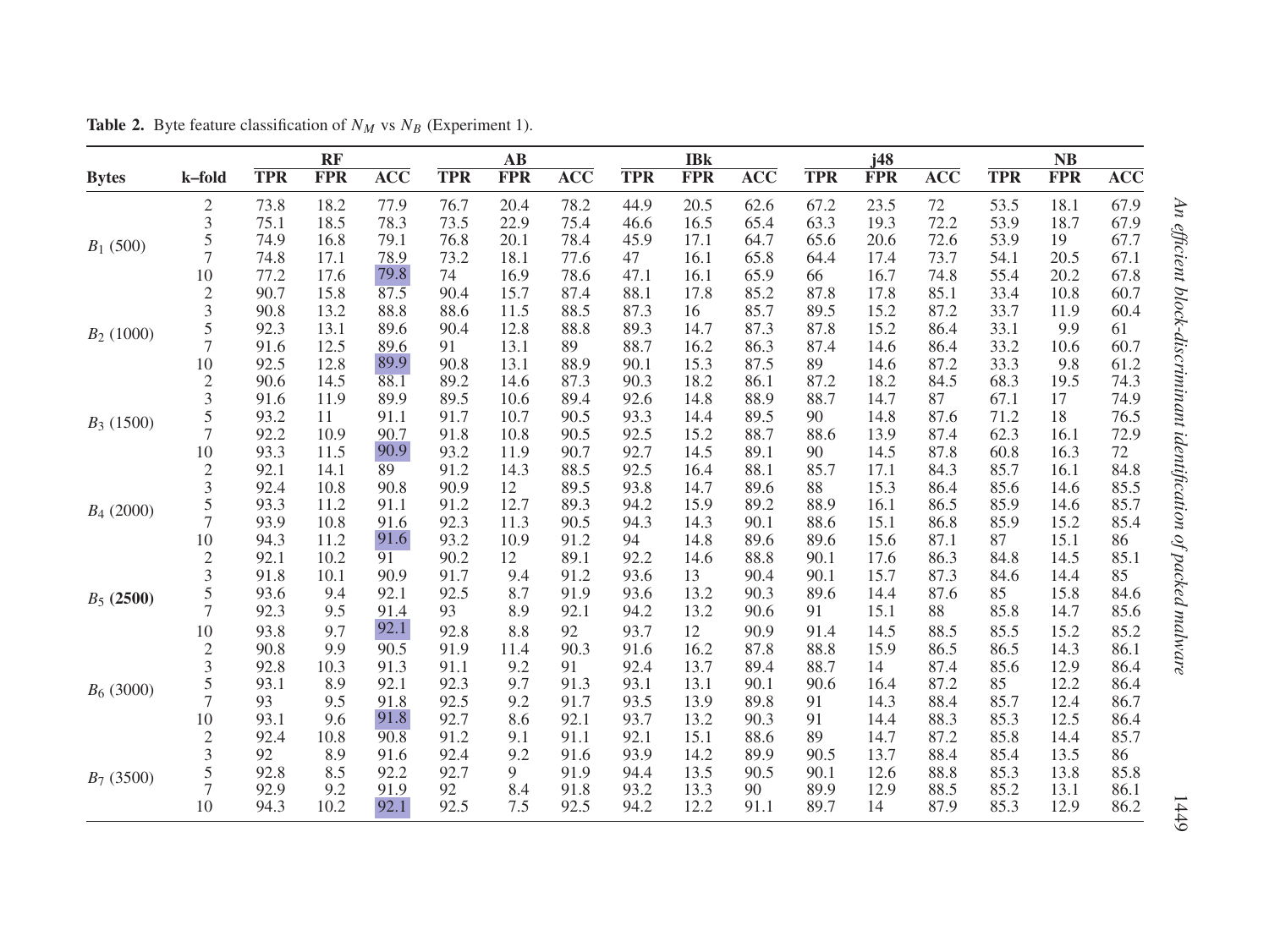**Table 2.** Byte feature classification of $N_M$ vs $N_B$ (Experiment 1).

| Bytes | k–fold | RF | | | AB | | | IBk | | | j48 | | | NB | | |
|---|---|---|---|---|---|---|---|---|---|---|---|---|---|---|---|---|
| | | **TPR** | **FPR** | **ACC** | **TPR** | **FPR** | **ACC** | **TPR** | **FPR** | **ACC** | **TPR** | **FPR** | **ACC** | **TPR** | **FPR** | **ACC** |
| $B_1$ (500) | 2 | 73.8 | 18.2 | 77.9 | 76.7 | 20.4 | 78.2 | 44.9 | 20.5 | 62.6 | 67.2 | 23.5 | 72 | 53.5 | 18.1 | 67.9 |
| | 3 | 75.1 | 18.5 | 78.3 | 73.5 | 22.9 | 75.4 | 46.6 | 16.5 | 65.4 | 63.3 | 19.3 | 72.2 | 53.9 | 18.7 | 67.9 |
| | 5 | 74.9 | 16.8 | 79.1 | 76.8 | 20.1 | 78.4 | 45.9 | 17.1 | 64.7 | 65.6 | 20.6 | 72.6 | 53.9 | 19 | 67.7 |
| | 7 | 74.8 | 17.1 | 78.9 | 73.2 | 18.1 | 77.6 | 47 | 16.1 | 65.8 | 64.4 | 17.4 | 73.7 | 54.1 | 20.5 | 67.1 |
| | 10 | 77.2 | 17.6 | 79.8 | 74 | 16.9 | 78.6 | 47.1 | 16.1 | 65.9 | 66 | 16.7 | 74.8 | 55.4 | 20.2 | 67.8 |
| $B_2$ (1000) | 2 | 90.7 | 15.8 | 87.5 | 90.4 | 15.7 | 87.4 | 88.1 | 17.8 | 85.2 | 87.8 | 17.8 | 85.1 | 33.4 | 10.8 | 60.7 |
| | 3 | 90.8 | 13.2 | 88.8 | 88.6 | 11.5 | 88.5 | 87.3 | 16 | 85.7 | 89.5 | 15.2 | 87.2 | 33.7 | 11.9 | 60.4 |
| | 5 | 92.3 | 13.1 | 89.6 | 90.4 | 12.8 | 88.8 | 89.3 | 14.7 | 87.3 | 87.8 | 15.2 | 86.4 | 33.1 | 9.9 | 61 |
| | 7 | 91.6 | 12.5 | 89.6 | 91 | 13.1 | 89 | 88.7 | 16.2 | 86.3 | 87.4 | 14.6 | 86.4 | 33.2 | 10.6 | 60.7 |
| | 10 | 92.5 | 12.8 | 89.9 | 90.8 | 13.1 | 88.9 | 90.1 | 15.3 | 87.5 | 89 | 14.6 | 87.2 | 33.3 | 9.8 | 61.2 |
| $B_3$ (1500) | 2 | 90.6 | 14.5 | 88.1 | 89.2 | 14.6 | 87.3 | 90.3 | 18.2 | 86.1 | 87.2 | 18.2 | 84.5 | 68.3 | 19.5 | 74.3 |
| | 3 | 91.6 | 11.9 | 89.9 | 89.5 | 10.6 | 89.4 | 92.6 | 14.8 | 88.9 | 88.7 | 14.7 | 87 | 67.1 | 17 | 74.9 |
| | 5 | 93.2 | 11 | 91.1 | 91.7 | 10.7 | 90.5 | 93.3 | 14.4 | 89.5 | 90 | 14.8 | 87.6 | 71.2 | 18 | 76.5 |
| | 7 | 92.2 | 10.9 | 90.7 | 91.8 | 10.8 | 90.5 | 92.5 | 15.2 | 88.7 | 88.6 | 13.9 | 87.4 | 62.3 | 16.1 | 72.9 |
| | 10 | 93.3 | 11.5 | 90.9 | 93.2 | 11.9 | 90.7 | 92.7 | 14.5 | 89.1 | 90 | 14.5 | 87.8 | 60.8 | 16.3 | 72 |
| $B_4$ (2000) | 2 | 92.1 | 14.1 | 89 | 91.2 | 14.3 | 88.5 | 92.5 | 16.4 | 88.1 | 85.7 | 17.1 | 84.3 | 85.7 | 16.1 | 84.8 |
| | 3 | 92.4 | 10.8 | 90.8 | 90.9 | 12 | 89.5 | 93.8 | 14.7 | 89.6 | 88 | 15.3 | 86.4 | 85.6 | 14.6 | 85.5 |
| | 5 | 93.3 | 11.2 | 91.1 | 91.2 | 12.7 | 89.3 | 94.2 | 15.9 | 89.2 | 88.9 | 16.1 | 86.5 | 85.9 | 14.6 | 85.7 |
| | 7 | 93.9 | 10.8 | 91.6 | 92.3 | 11.3 | 90.5 | 94.3 | 14.3 | 90.1 | 88.6 | 15.1 | 86.8 | 85.9 | 15.2 | 85.4 |
| | 10 | 94.3 | 11.2 | 91.6 | 93.2 | 10.9 | 91.2 | 94 | 14.8 | 89.6 | 89.6 | 15.6 | 87.1 | 87 | 15.1 | 86 |
| $B_5$ **(2500)** | 2 | 92.1 | 10.2 | 91 | 90.2 | 12 | 89.1 | 92.2 | 14.6 | 88.8 | 90.1 | 17.6 | 86.3 | 84.8 | 14.5 | 85.1 |
| | 3 | 91.8 | 10.1 | 90.9 | 91.7 | 9.4 | 91.2 | 93.6 | 13 | 90.4 | 90.1 | 15.7 | 87.3 | 84.6 | 14.4 | 85 |
| | 5 | 93.6 | 9.4 | 92.1 | 92.5 | 8.7 | 91.9 | 93.6 | 13.2 | 90.3 | 89.6 | 14.4 | 87.6 | 85 | 15.8 | 84.6 |
| | 7 | 92.3 | 9.5 | 91.4 | 93 | 8.9 | 92.1 | 94.2 | 13.2 | 90.6 | 91 | 15.1 | 88 | 85.8 | 14.7 | 85.6 |
| | 10 | 93.8 | 9.7 | 92.1 | 92.8 | 8.8 | 92 | 93.7 | 12 | 90.9 | 91.4 | 14.5 | 88.5 | 85.5 | 15.2 | 85.2 |
| $B_6$ (3000) | 2 | 90.8 | 9.9 | 90.5 | 91.9 | 11.4 | 90.3 | 91.6 | 16.2 | 87.8 | 88.8 | 15.9 | 86.5 | 86.5 | 14.3 | 86.1 |
| | 3 | 92.8 | 10.3 | 91.3 | 91.1 | 9.2 | 91 | 92.4 | 13.7 | 89.4 | 88.7 | 14 | 87.4 | 85.6 | 12.9 | 86.4 |
| | 5 | 93.1 | 8.9 | 92.1 | 92.3 | 9.7 | 91.3 | 93.1 | 13.1 | 90.1 | 90.6 | 16.4 | 87.2 | 85 | 12.2 | 86.4 |
| | 7 | 93 | 9.5 | 91.8 | 92.5 | 9.2 | 91.7 | 93.5 | 13.9 | 89.8 | 91 | 14.3 | 88.4 | 85.7 | 12.4 | 86.7 |
| | 10 | 93.1 | 9.6 | 91.8 | 92.7 | 8.6 | 92.1 | 93.7 | 13.2 | 90.3 | 91 | 14.4 | 88.3 | 85.3 | 12.5 | 86.4 |
| $B_7$ (3500) | 2 | 92.4 | 10.8 | 90.8 | 91.2 | 9.1 | 91.1 | 92.1 | 15.1 | 88.6 | 89 | 14.7 | 87.2 | 85.8 | 14.4 | 85.7 |
| | 3 | 92 | 8.9 | 91.6 | 92.4 | 9.2 | 91.6 | 93.9 | 14.2 | 89.9 | 90.5 | 13.7 | 88.4 | 85.4 | 13.5 | 86 |
| | 5 | 92.8 | 8.5 | 92.2 | 92.7 | 9 | 91.9 | 94.4 | 13.5 | 90.5 | 90.1 | 12.6 | 88.8 | 85.3 | 13.8 | 85.8 |
| | 7 | 92.9 | 9.2 | 91.9 | 92 | 8.4 | 91.8 | 93.2 | 13.3 | 90 | 89.9 | 12.9 | 88.5 | 85.2 | 13.1 | 86.1 |
| | 10 | 94.3 | 10.2 | 92.1 | 92.5 | 7.5 | 92.5 | 94.2 | 12.2 | 91.1 | 89.7 | 14 | 87.9 | 85.3 | 12.9 | 86.2 |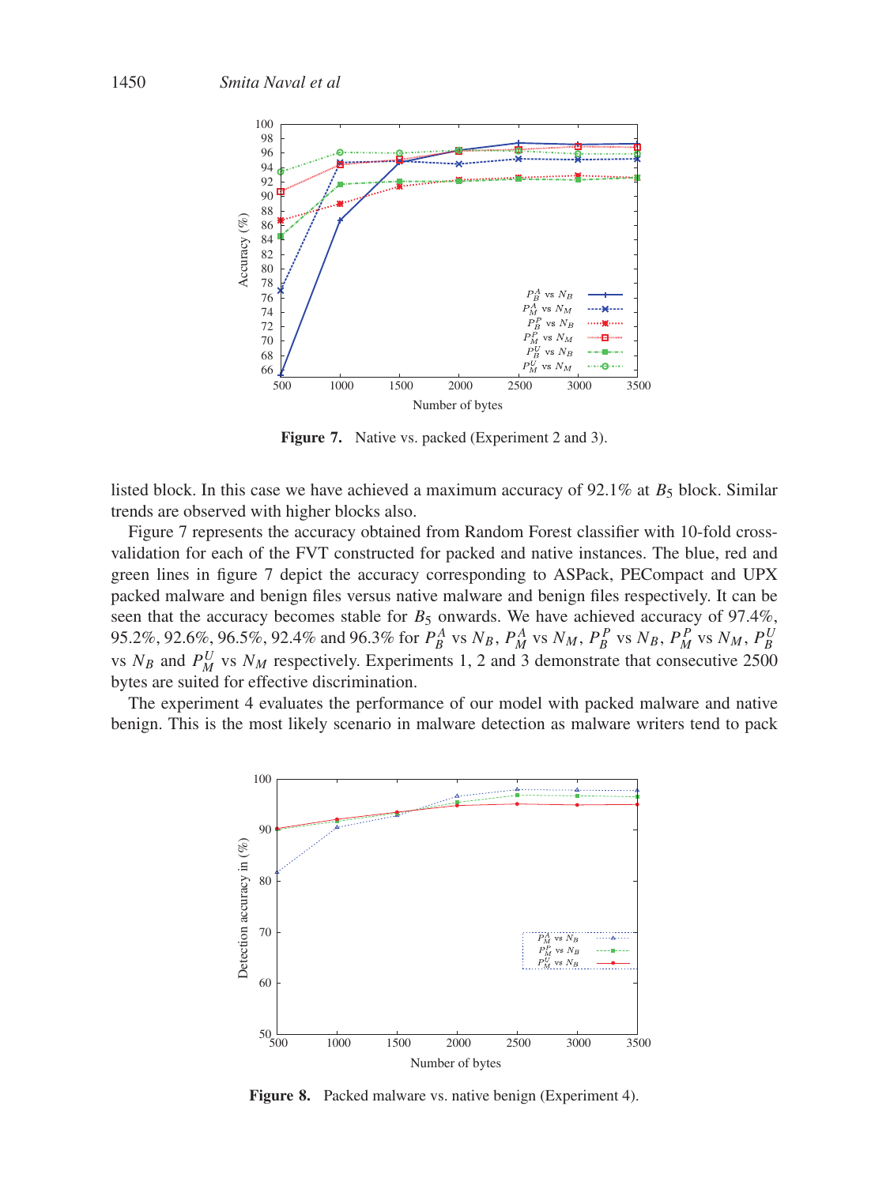Figure 7. Native vs. packed (Experiment 2 and 3).

listed block. In this case we have achieved a maximum accuracy of 92.1% at $B_5$ block. Similar trends are observed with higher blocks also.

Figure 7 represents the accuracy obtained from Random Forest classifier with 10-fold cross-validation for each of the FVT constructed for packed and native instances. The blue, red and green lines in figure 7 depict the accuracy corresponding to ASPack, PECompact and UPX packed malware and benign files versus native malware and benign files respectively. It can be seen that the accuracy becomes stable for $B_5$ onwards. We have achieved accuracy of 97.4%, 95.2%, 92.6%, 96.5%, 92.4% and 96.3% for $P_B^A$ vs $N_B$, $P_M^A$ vs $N_M$, $P_B^P$ vs $N_B$, $P_M^P$ vs $N_M$, $P_B^U$ vs $N_B$ and $P_M^U$ vs $N_M$ respectively. Experiments 1, 2 and 3 demonstrate that consecutive 2500 bytes are suited for effective discrimination.

The experiment 4 evaluates the performance of our model with packed malware and native benign. This is the most likely scenario in malware detection as malware writers tend to pack

Figure 8. Packed malware vs. native benign (Experiment 4).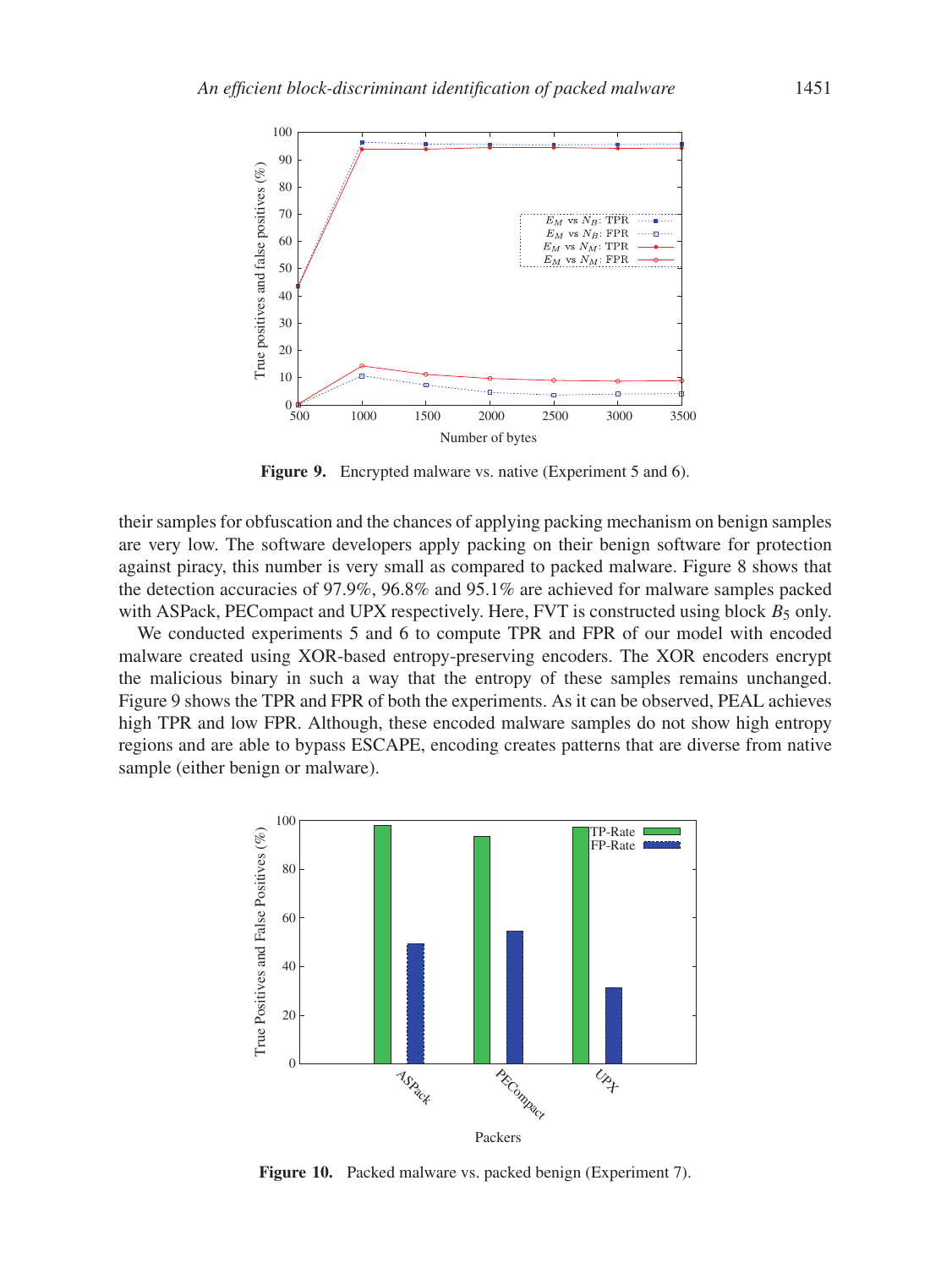Figure 9. Encrypted malware vs. native (Experiment 5 and 6).

their samples for obfuscation and the chances of applying packing mechanism on benign samples are very low. The software developers apply packing on their benign software for protection against piracy, this number is very small as compared to packed malware. Figure 8 shows that the detection accuracies of 97.9%, 96.8% and 95.1% are achieved for malware samples packed with ASPack, PECompact and UPX respectively. Here, FVT is constructed using block $B_5$ only.

We conducted experiments 5 and 6 to compute TPR and FPR of our model with encoded malware created using XOR-based entropy-preserving encoders. The XOR encoders encrypt the malicious binary in such a way that the entropy of these samples remains unchanged. Figure 9 shows the TPR and FPR of both the experiments. As it can be observed, PEAL achieves high TPR and low FPR. Although, these encoded malware samples do not show high entropy regions and are able to bypass ESCAPE, encoding creates patterns that are diverse from native sample (either benign or malware).

Figure 10. Packed malware vs. packed benign (Experiment 7).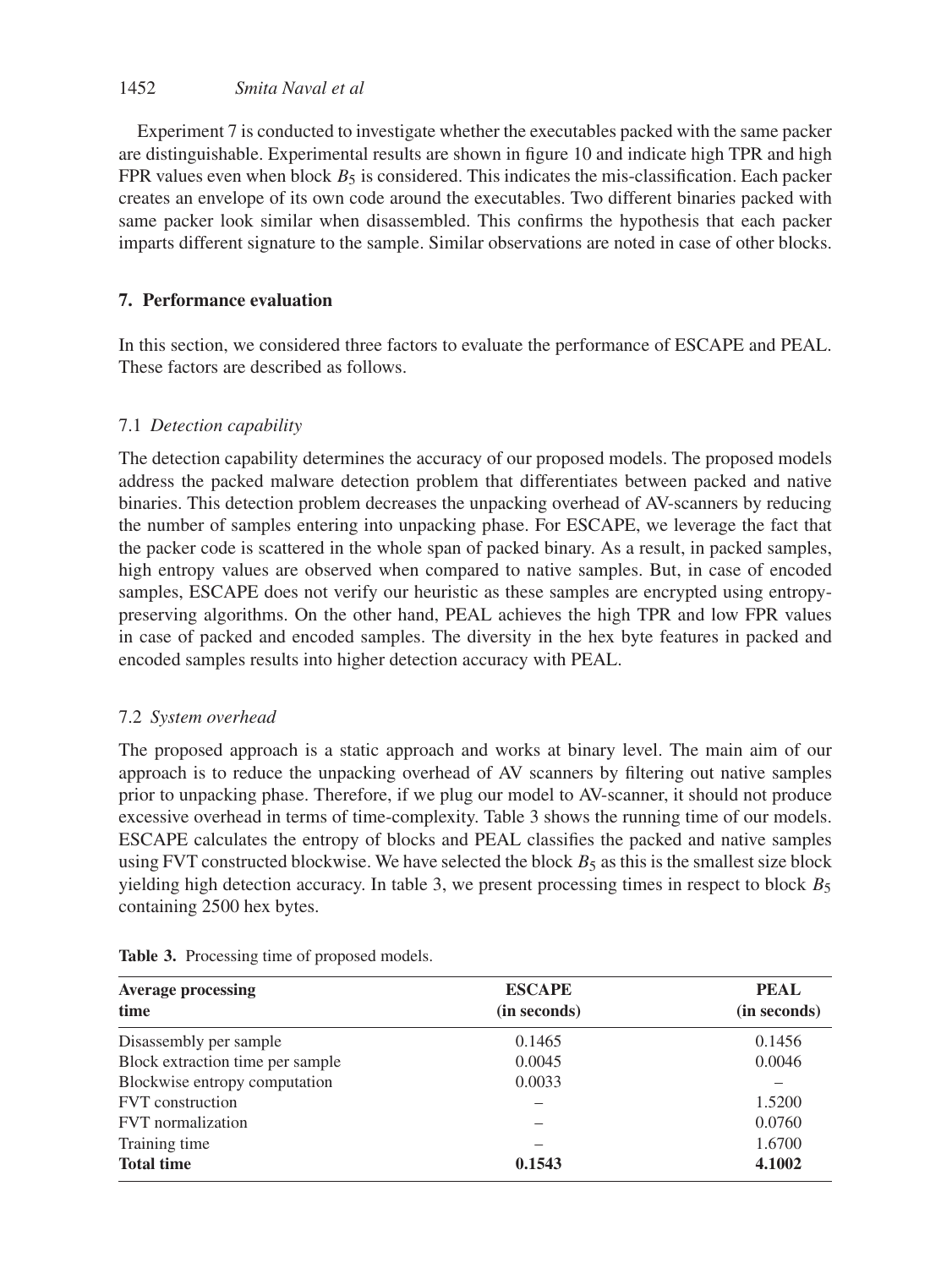Experiment 7 is conducted to investigate whether the executables packed with the same packer are distinguishable. Experimental results are shown in figure 10 and indicate high TPR and high FPR values even when block $B_5$ is considered. This indicates the mis-classification. Each packer creates an envelope of its own code around the executables. Two different binaries packed with same packer look similar when disassembled. This confirms the hypothesis that each packer imparts different signature to the sample. Similar observations are noted in case of other blocks.

## 7. Performance evaluation

In this section, we considered three factors to evaluate the performance of ESCAPE and PEAL. These factors are described as follows.

### 7.1 *Detection capability*

The detection capability determines the accuracy of our proposed models. The proposed models address the packed malware detection problem that differentiates between packed and native binaries. This detection problem decreases the unpacking overhead of AV-scanners by reducing the number of samples entering into unpacking phase. For ESCAPE, we leverage the fact that the packer code is scattered in the whole span of packed binary. As a result, in packed samples, high entropy values are observed when compared to native samples. But, in case of encoded samples, ESCAPE does not verify our heuristic as these samples are encrypted using entropy-preserving algorithms. On the other hand, PEAL achieves the high TPR and low FPR values in case of packed and encoded samples. The diversity in the hex byte features in packed and encoded samples results into higher detection accuracy with PEAL.

### 7.2 *System overhead*

The proposed approach is a static approach and works at binary level. The main aim of our approach is to reduce the unpacking overhead of AV scanners by filtering out native samples prior to unpacking phase. Therefore, if we plug our model to AV-scanner, it should not produce excessive overhead in terms of time-complexity. Table 3 shows the running time of our models. ESCAPE calculates the entropy of blocks and PEAL classifies the packed and native samples using FVT constructed blockwise. We have selected the block $B_5$ as this is the smallest size block yielding high detection accuracy. In table 3, we present processing times in respect to block $B_5$ containing 2500 hex bytes.

**Table 3.** Processing time of proposed models.

| Average processing time | ESCAPE (in seconds) | PEAL (in seconds) |
|---|---|---|
| Disassembly per sample | 0.1465 | 0.1456 |
| Block extraction time per sample | 0.0045 | 0.0046 |
| Blockwise entropy computation | 0.0033 | – |
| FVT construction | – | 1.5200 |
| FVT normalization | – | 0.0760 |
| Training time | – | 1.6700 |
| **Total time** | **0.1543** | **4.1002** |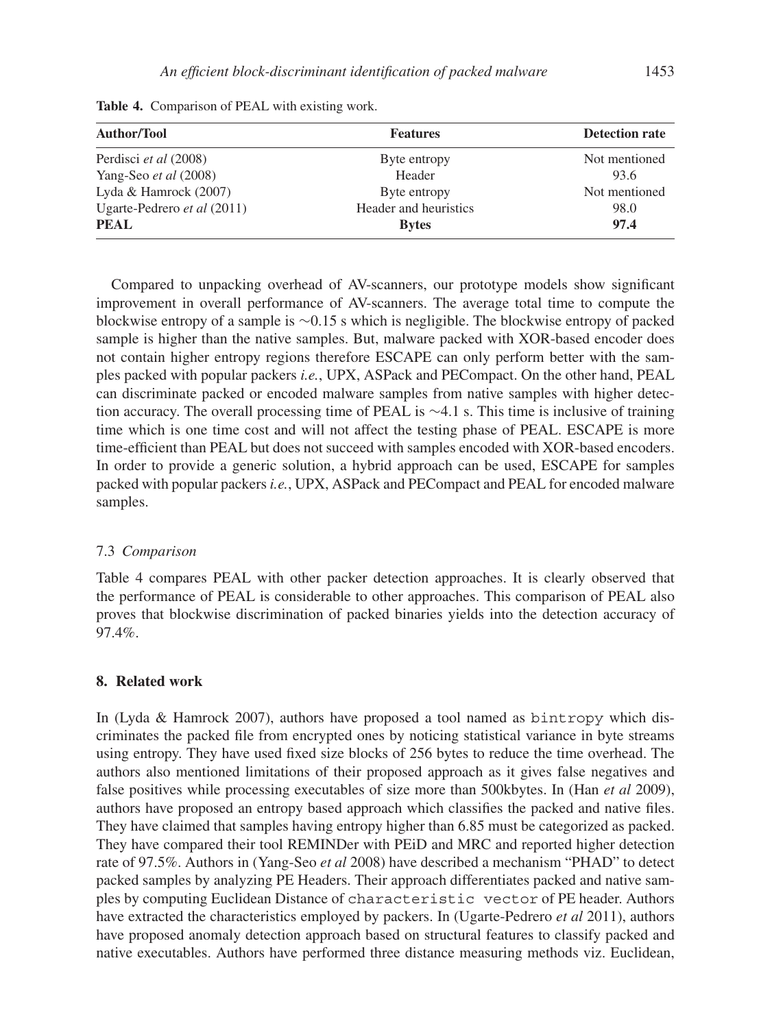**Table 4.** Comparison of PEAL with existing work.

| Author/Tool | Features | Detection rate |
|---|---|---|
| Perdisci *et al* (2008) | Byte entropy | Not mentioned |
| Yang-Seo *et al* (2008) | Header | 93.6 |
| Lyda & Hamrock (2007) | Byte entropy | Not mentioned |
| Ugarte-Pedrero *et al* (2011) | Header and heuristics | 98.0 |
| **PEAL** | **Bytes** | **97.4** |

Compared to unpacking overhead of AV-scanners, our prototype models show significant improvement in overall performance of AV-scanners. The average total time to compute the blockwise entropy of a sample is ∼0.15 s which is negligible. The blockwise entropy of packed sample is higher than the native samples. But, malware packed with XOR-based encoder does not contain higher entropy regions therefore ESCAPE can only perform better with the samples packed with popular packers *i.e.*, UPX, ASPack and PECompact. On the other hand, PEAL can discriminate packed or encoded malware samples from native samples with higher detection accuracy. The overall processing time of PEAL is ∼4.1 s. This time is inclusive of training time which is one time cost and will not affect the testing phase of PEAL. ESCAPE is more time-efficient than PEAL but does not succeed with samples encoded with XOR-based encoders. In order to provide a generic solution, a hybrid approach can be used, ESCAPE for samples packed with popular packers *i.e.*, UPX, ASPack and PECompact and PEAL for encoded malware samples.

### 7.3 *Comparison*

Table 4 compares PEAL with other packer detection approaches. It is clearly observed that the performance of PEAL is considerable to other approaches. This comparison of PEAL also proves that blockwise discrimination of packed binaries yields into the detection accuracy of 97.4%.

## 8. Related work

In (Lyda & Hamrock 2007), authors have proposed a tool named as `bintropy` which discriminates the packed file from encrypted ones by noticing statistical variance in byte streams using entropy. They have used fixed size blocks of 256 bytes to reduce the time overhead. The authors also mentioned limitations of their proposed approach as it gives false negatives and false positives while processing executables of size more than 500kbytes. In (Han *et al* 2009), authors have proposed an entropy based approach which classifies the packed and native files. They have claimed that samples having entropy higher than 6.85 must be categorized as packed. They have compared their tool REMINDer with PEiD and MRC and reported higher detection rate of 97.5%. Authors in (Yang-Seo *et al* 2008) have described a mechanism "PHAD" to detect packed samples by analyzing PE Headers. Their approach differentiates packed and native samples by computing Euclidean Distance of `characteristic vector` of PE header. Authors have extracted the characteristics employed by packers. In (Ugarte-Pedrero *et al* 2011), authors have proposed anomaly detection approach based on structural features to classify packed and native executables. Authors have performed three distance measuring methods viz. Euclidean,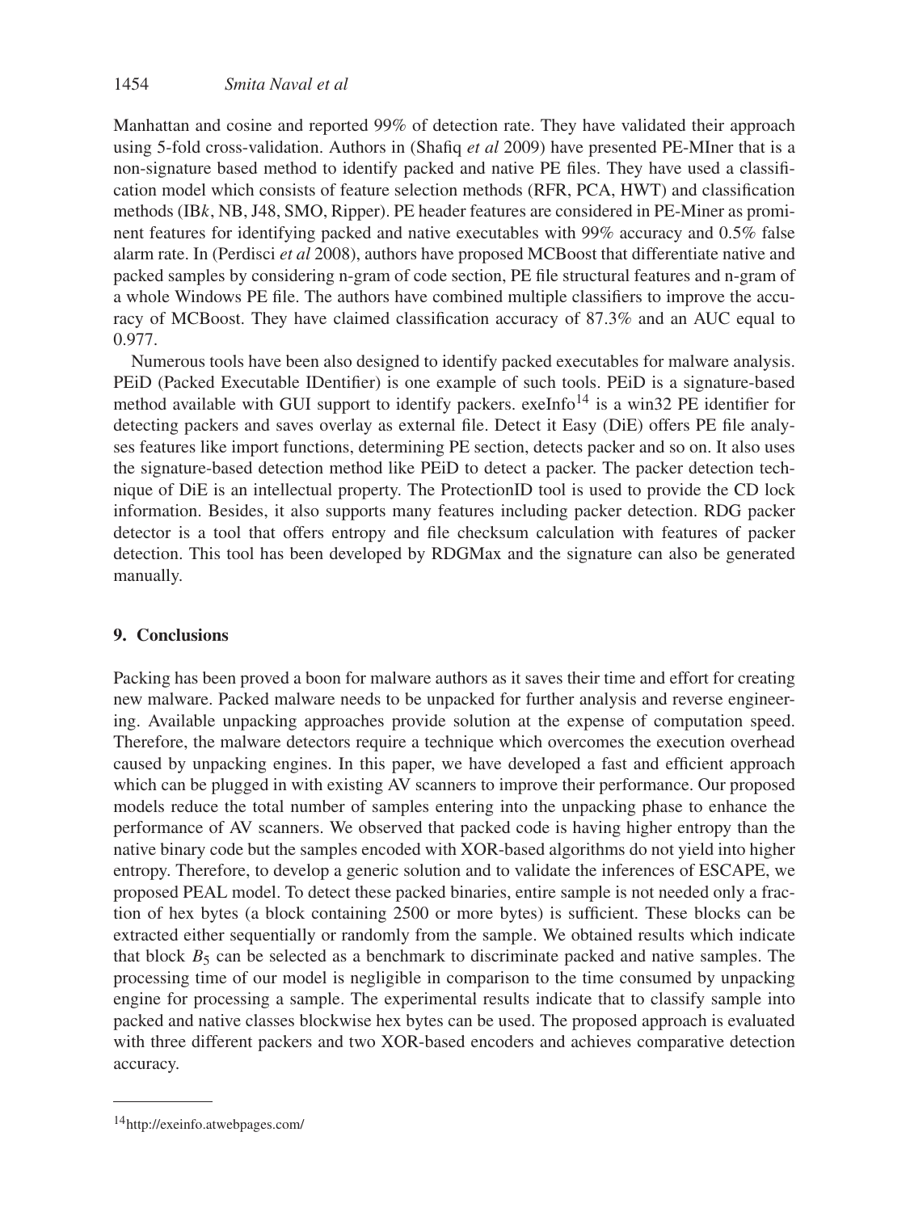Manhattan and cosine and reported 99% of detection rate. They have validated their approach using 5-fold cross-validation. Authors in (Shafiq *et al* 2009) have presented PE-MIner that is a non-signature based method to identify packed and native PE files. They have used a classification model which consists of feature selection methods (RFR, PCA, HWT) and classification methods (IB*k*, NB, J48, SMO, Ripper). PE header features are considered in PE-Miner as prominent features for identifying packed and native executables with 99% accuracy and 0.5% false alarm rate. In (Perdisci *et al* 2008), authors have proposed MCBoost that differentiate native and packed samples by considering n-gram of code section, PE file structural features and n-gram of a whole Windows PE file. The authors have combined multiple classifiers to improve the accuracy of MCBoost. They have claimed classification accuracy of 87.3% and an AUC equal to 0.977.

Numerous tools have been also designed to identify packed executables for malware analysis. PEiD (Packed Executable IDentifier) is one example of such tools. PEiD is a signature-based method available with GUI support to identify packers. exeInfo[14] is a win32 PE identifier for detecting packers and saves overlay as external file. Detect it Easy (DiE) offers PE file analyses features like import functions, determining PE section, detects packer and so on. It also uses the signature-based detection method like PEiD to detect a packer. The packer detection technique of DiE is an intellectual property. The ProtectionID tool is used to provide the CD lock information. Besides, it also supports many features including packer detection. RDG packer detector is a tool that offers entropy and file checksum calculation with features of packer detection. This tool has been developed by RDGMax and the signature can also be generated manually.

## 9. Conclusions

Packing has been proved a boon for malware authors as it saves their time and effort for creating new malware. Packed malware needs to be unpacked for further analysis and reverse engineering. Available unpacking approaches provide solution at the expense of computation speed. Therefore, the malware detectors require a technique which overcomes the execution overhead caused by unpacking engines. In this paper, we have developed a fast and efficient approach which can be plugged in with existing AV scanners to improve their performance. Our proposed models reduce the total number of samples entering into the unpacking phase to enhance the performance of AV scanners. We observed that packed code is having higher entropy than the native binary code but the samples encoded with XOR-based algorithms do not yield into higher entropy. Therefore, to develop a generic solution and to validate the inferences of ESCAPE, we proposed PEAL model. To detect these packed binaries, entire sample is not needed only a fraction of hex bytes (a block containing 2500 or more bytes) is sufficient. These blocks can be extracted either sequentially or randomly from the sample. We obtained results which indicate that block $B_5$ can be selected as a benchmark to discriminate packed and native samples. The processing time of our model is negligible in comparison to the time consumed by unpacking engine for processing a sample. The experimental results indicate that to classify sample into packed and native classes blockwise hex bytes can be used. The proposed approach is evaluated with three different packers and two XOR-based encoders and achieves comparative detection accuracy.

---

[14] http://exeinfo.atwebpages.com/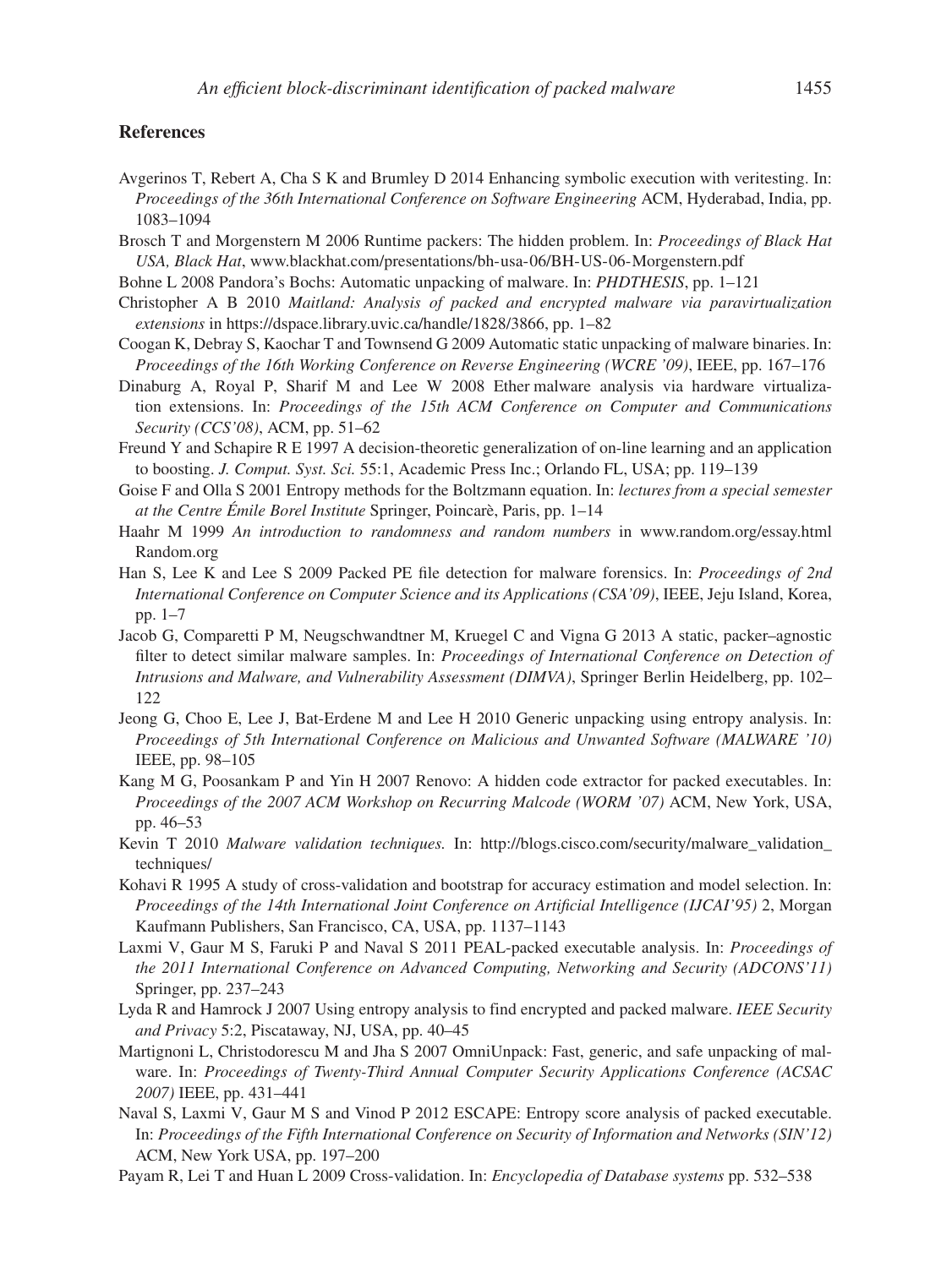## References

Avgerinos T, Rebert A, Cha S K and Brumley D 2014 Enhancing symbolic execution with veritesting. In: *Proceedings of the 36th International Conference on Software Engineering* ACM, Hyderabad, India, pp. 1083–1094

Brosch T and Morgenstern M 2006 Runtime packers: The hidden problem. In: *Proceedings of Black Hat USA, Black Hat*, www.blackhat.com/presentations/bh-usa-06/BH-US-06-Morgenstern.pdf

Bohne L 2008 Pandora's Bochs: Automatic unpacking of malware. In: *PHDTHESIS*, pp. 1–121

Christopher A B 2010 *Maitland: Analysis of packed and encrypted malware via paravirtualization extensions* in https://dspace.library.uvic.ca/handle/1828/3866, pp. 1–82

Coogan K, Debray S, Kaochar T and Townsend G 2009 Automatic static unpacking of malware binaries. In: *Proceedings of the 16th Working Conference on Reverse Engineering (WCRE '09)*, IEEE, pp. 167–176

Dinaburg A, Royal P, Sharif M and Lee W 2008 Ether malware analysis via hardware virtualization extensions. In: *Proceedings of the 15th ACM Conference on Computer and Communications Security (CCS'08)*, ACM, pp. 51–62

Freund Y and Schapire R E 1997 A decision-theoretic generalization of on-line learning and an application to boosting. *J. Comput. Syst. Sci.* 55:1, Academic Press Inc.; Orlando FL, USA; pp. 119–139

Goise F and Olla S 2001 Entropy methods for the Boltzmann equation. In: *lectures from a special semester at the Centre Émile Borel Institute* Springer, Poincarè, Paris, pp. 1–14

Haahr M 1999 *An introduction to randomness and random numbers* in www.random.org/essay.html Random.org

Han S, Lee K and Lee S 2009 Packed PE file detection for malware forensics. In: *Proceedings of 2nd International Conference on Computer Science and its Applications (CSA'09)*, IEEE, Jeju Island, Korea, pp. 1–7

Jacob G, Comparetti P M, Neugschwandtner M, Kruegel C and Vigna G 2013 A static, packer–agnostic filter to detect similar malware samples. In: *Proceedings of International Conference on Detection of Intrusions and Malware, and Vulnerability Assessment (DIMVA)*, Springer Berlin Heidelberg, pp. 102–122

Jeong G, Choo E, Lee J, Bat-Erdene M and Lee H 2010 Generic unpacking using entropy analysis. In: *Proceedings of 5th International Conference on Malicious and Unwanted Software (MALWARE '10)* IEEE, pp. 98–105

Kang M G, Poosankam P and Yin H 2007 Renovo: A hidden code extractor for packed executables. In: *Proceedings of the 2007 ACM Workshop on Recurring Malcode (WORM '07)* ACM, New York, USA, pp. 46–53

Kevin T 2010 *Malware validation techniques.* In: http://blogs.cisco.com/security/malware_validation_techniques/

Kohavi R 1995 A study of cross-validation and bootstrap for accuracy estimation and model selection. In: *Proceedings of the 14th International Joint Conference on Artificial Intelligence (IJCAI'95)* 2, Morgan Kaufmann Publishers, San Francisco, CA, USA, pp. 1137–1143

Laxmi V, Gaur M S, Faruki P and Naval S 2011 PEAL-packed executable analysis. In: *Proceedings of the 2011 International Conference on Advanced Computing, Networking and Security (ADCONS'11)* Springer, pp. 237–243

Lyda R and Hamrock J 2007 Using entropy analysis to find encrypted and packed malware. *IEEE Security and Privacy* 5:2, Piscataway, NJ, USA, pp. 40–45

Martignoni L, Christodorescu M and Jha S 2007 OmniUnpack: Fast, generic, and safe unpacking of malware. In: *Proceedings of Twenty-Third Annual Computer Security Applications Conference (ACSAC 2007)* IEEE, pp. 431–441

Naval S, Laxmi V, Gaur M S and Vinod P 2012 ESCAPE: Entropy score analysis of packed executable. In: *Proceedings of the Fifth International Conference on Security of Information and Networks (SIN'12)* ACM, New York USA, pp. 197–200

Payam R, Lei T and Huan L 2009 Cross-validation. In: *Encyclopedia of Database systems* pp. 532–538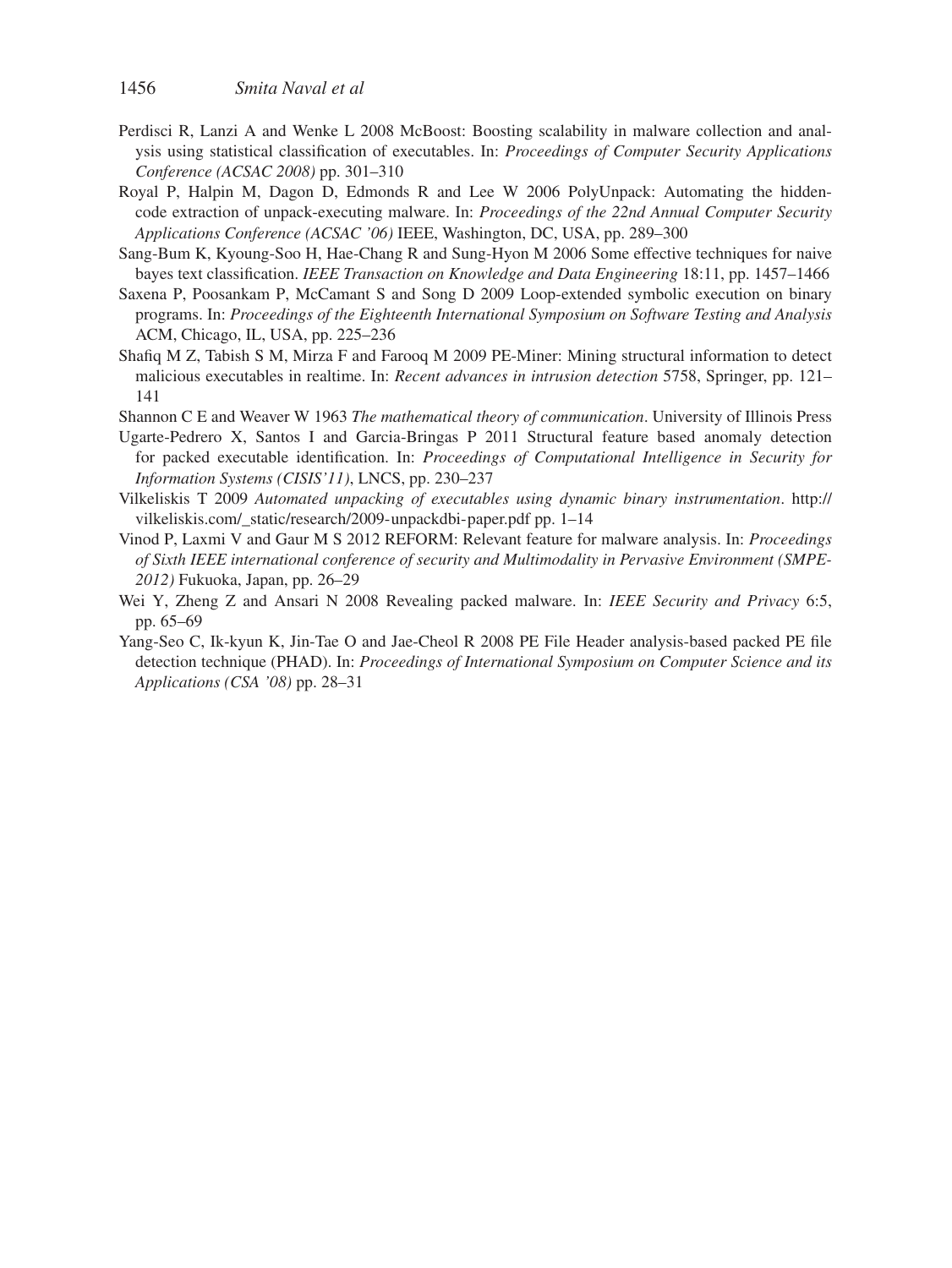Perdisci R, Lanzi A and Wenke L 2008 McBoost: Boosting scalability in malware collection and analysis using statistical classification of executables. In: *Proceedings of Computer Security Applications Conference (ACSAC 2008)* pp. 301–310

Royal P, Halpin M, Dagon D, Edmonds R and Lee W 2006 PolyUnpack: Automating the hidden-code extraction of unpack-executing malware. In: *Proceedings of the 22nd Annual Computer Security Applications Conference (ACSAC '06)* IEEE, Washington, DC, USA, pp. 289–300

Sang-Bum K, Kyoung-Soo H, Hae-Chang R and Sung-Hyon M 2006 Some effective techniques for naive bayes text classification. *IEEE Transaction on Knowledge and Data Engineering* 18:11, pp. 1457–1466

Saxena P, Poosankam P, McCamant S and Song D 2009 Loop-extended symbolic execution on binary programs. In: *Proceedings of the Eighteenth International Symposium on Software Testing and Analysis* ACM, Chicago, IL, USA, pp. 225–236

Shafiq M Z, Tabish S M, Mirza F and Farooq M 2009 PE-Miner: Mining structural information to detect malicious executables in realtime. In: *Recent advances in intrusion detection* 5758, Springer, pp. 121–141

Shannon C E and Weaver W 1963 *The mathematical theory of communication*. University of Illinois Press

Ugarte-Pedrero X, Santos I and Garcia-Bringas P 2011 Structural feature based anomaly detection for packed executable identification. In: *Proceedings of Computational Intelligence in Security for Information Systems (CISIS'11)*, LNCS, pp. 230–237

Vilkeliskis T 2009 *Automated unpacking of executables using dynamic binary instrumentation*. http://vilkeliskis.com/_static/research/2009-unpackdbi-paper.pdf pp. 1–14

Vinod P, Laxmi V and Gaur M S 2012 REFORM: Relevant feature for malware analysis. In: *Proceedings of Sixth IEEE international conference of security and Multimodality in Pervasive Environment (SMPE-2012)* Fukuoka, Japan, pp. 26–29

Wei Y, Zheng Z and Ansari N 2008 Revealing packed malware. In: *IEEE Security and Privacy* 6:5, pp. 65–69

Yang-Seo C, Ik-kyun K, Jin-Tae O and Jae-Cheol R 2008 PE File Header analysis-based packed PE file detection technique (PHAD). In: *Proceedings of International Symposium on Computer Science and its Applications (CSA '08)* pp. 28–31